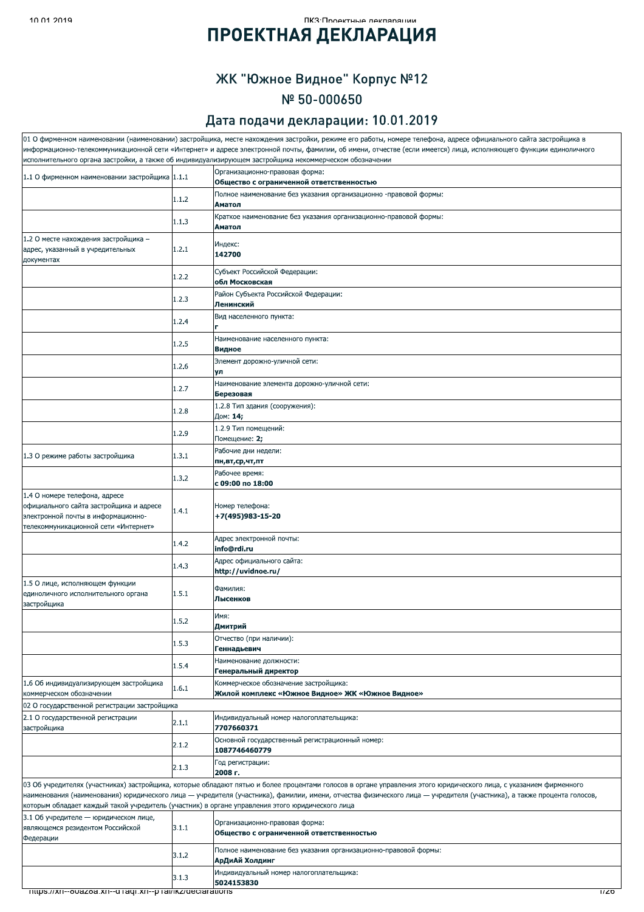# ПРОЕКТНАЯ ДЕКЛАРАЦИЯ

## ЖК "Южное Видное" Корпус №12

## № 50-000650

## Дата подачи декларации: 10.01.2019

| | | |
|---|---|---|
| 01 О фирменном наименовании (наименовании) застройщика, месте нахождения застройки, режиме его работы, номере телефона, адресе официального сайта застройщика в информационно-телекоммуникационной сети «Интернет» и адресе электронной почты, фамилии, об имени, отчестве (если имеется) лица, исполняющего функции единоличного исполнительного органа застройки, а также об индивидуализирующем застройщика некоммерческом обозначении | | |
| 1.1 О фирменном наименовании застройщика | 1.1.1 | Организационно-правовая форма:<br>**Общество с ограниченной ответственностью** |
| | 1.1.2 | Полное наименование без указания организационно -правовой формы:<br>**Аматол** |
| | 1.1.3 | Краткое наименование без указания организационно-правовой формы:<br>**Аматол** |
| 1.2 О месте нахождения застройщика – адрес, указанный в учредительных документах | 1.2.1 | Индекс:<br>**142700** |
| | 1.2.2 | Субъект Российской Федерации:<br>**обл Московская** |
| | 1.2.3 | Район Субъекта Российской Федерации:<br>**Ленинский** |
| | 1.2.4 | Вид населенного пункта:<br>**г** |
| | 1.2.5 | Наименование населенного пункта:<br>**Видное** |
| | 1.2.6 | Элемент дорожно-уличной сети:<br>**ул** |
| | 1.2.7 | Наименование элемента дорожно-уличной сети:<br>**Березовая** |
| | 1.2.8 | 1.2.8 Тип здания (сооружения):<br>Дом: **14;** |
| | 1.2.9 | 1.2.9 Тип помещений:<br>Помещение: **2;** |
| 1.3 О режиме работы застройщика | 1.3.1 | Рабочие дни недели:<br>**пн,вт,ср,чт,пт** |
| | 1.3.2 | Рабочее время:<br>**с 09:00 по 18:00** |
| 1.4 О номере телефона, адресе официального сайта застройщика и адресе электронной почты в информационно-телекоммуникационной сети «Интернет» | 1.4.1 | Номер телефона:<br>**+7(495)983-15-20** |
| | 1.4.2 | Адрес электронной почты:<br>**info@rdi.ru** |
| | 1.4.3 | Адрес официального сайта:<br>**http://uvidnoe.ru/** |
| 1.5 О лице, исполняющем функции единоличного исполнительного органа застройщика | 1.5.1 | Фамилия:<br>**Лысенков** |
| | 1.5.2 | Имя:<br>**Дмитрий** |
| | 1.5.3 | Отчество (при наличии):<br>**Геннадьевич** |
| | 1.5.4 | Наименование должности:<br>**Генеральный директор** |
| 1.6 Об индивидуализирующем застройщика коммерческом обозначении | 1.6.1 | Коммерческое обозначение застройщика:<br>**Жилой комплекс «Южное Видное» ЖК «Южное Видное»** |
| 02 О государственной регистрации застройщика | | |
| 2.1 О государственной регистрации застройщика | 2.1.1 | Индивидуальный номер налогоплательщика:<br>**7707660371** |
| | 2.1.2 | Основной государственный регистрационный номер:<br>**1087746460779** |
| | 2.1.3 | Год регистрации:<br>**2008 г.** |
| 03 Об учредителях (участниках) застройщика, которые обладают пятью и более процентами голосов в органе управления этого юридического лица, с указанием фирменного наименования (наименования) юридического лица — учредителя (участника), фамилии, имени, отчества физического лица — учредителя (участника), а также процента голосов, которым обладает каждый такой учредитель (участник) в органе управления этого юридического лица | | |
| 3.1 Об учредителе — юридическом лице, являющемся резидентом Российской Федерации | 3.1.1 | Организационно-правовая форма:<br>**Общество с ограниченной ответственностью** |
| | 3.1.2 | Полное наименование без указания организационно-правовой формы:<br>**АрДиАй Холдинг** |
| | 3.1.3 | Индивидуальный номер налогоплательщика:<br>**5024153830** |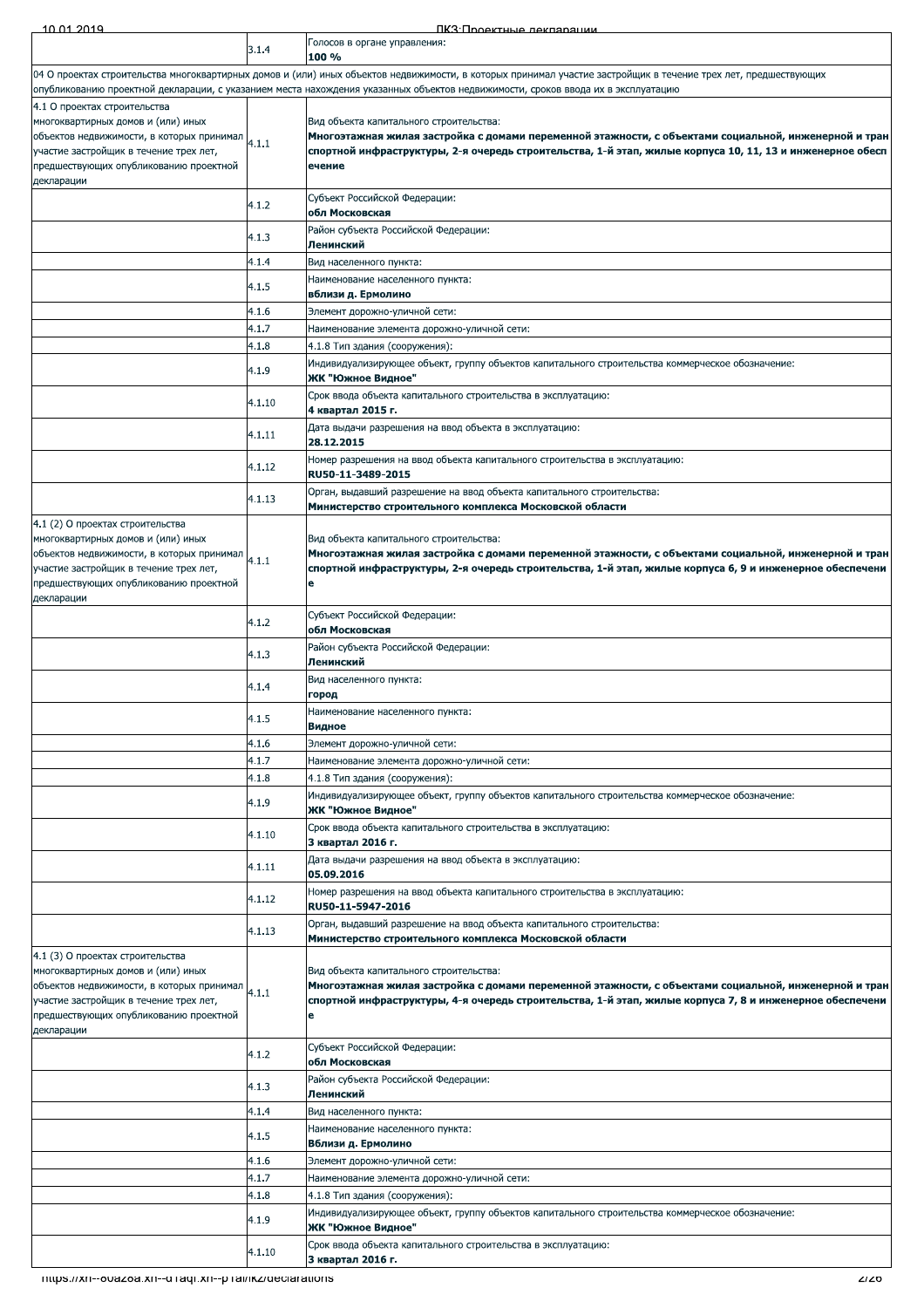| | | |
|---|---|---|
| | 3.1.4 | Голосов в органе управления:<br>**100 %** |
| 04 О проектах строительства многоквартирных домов и (или) иных объектов недвижимости, в которых принимал участие застройщик в течение трех лет, предшествующих опубликованию проектной декларации, с указанием места нахождения указанных объектов недвижимости, сроков ввода их в эксплуатацию | | |
| 4.1 О проектах строительства многоквартирных домов и (или) иных объектов недвижимости, в которых принимал участие застройщик в течение трех лет, предшествующих опубликованию проектной декларации | 4.1.1 | Вид объекта капитального строительства:<br>**Многоэтажная жилая застройка с домами переменной этажности, с объектами социальной, инженерной и транспортной инфраструктуры, 2-я очередь строительства, 1-й этап, жилые корпуса 10, 11, 13 и инженерное обеспечение** |
| | 4.1.2 | Субъект Российской Федерации:<br>**обл Московская** |
| | 4.1.3 | Район субъекта Российской Федерации:<br>**Ленинский** |
| | 4.1.4 | Вид населенного пункта: |
| | 4.1.5 | Наименование населенного пункта:<br>**вблизи д. Ермолино** |
| | 4.1.6 | Элемент дорожно-уличной сети: |
| | 4.1.7 | Наименование элемента дорожно-уличной сети: |
| | 4.1.8 | 4.1.8 Тип здания (сооружения): |
| | 4.1.9 | Индивидуализирующее объект, группу объектов капитального строительства коммерческое обозначение:<br>**ЖК "Южное Видное"** |
| | 4.1.10 | Срок ввода объекта капитального строительства в эксплуатацию:<br>**4 квартал 2015 г.** |
| | 4.1.11 | Дата выдачи разрешения на ввод объекта в эксплуатацию:<br>**28.12.2015** |
| | 4.1.12 | Номер разрешения на ввод объекта капитального строительства в эксплуатацию:<br>**RU50-11-3489-2015** |
| | 4.1.13 | Орган, выдавший разрешение на ввод объекта капитального строительства:<br>**Министерство строительного комплекса Московской области** |
| 4.1 (2) О проектах строительства многоквартирных домов и (или) иных объектов недвижимости, в которых принимал участие застройщик в течение трех лет, предшествующих опубликованию проектной декларации | 4.1.1 | Вид объекта капитального строительства:<br>**Многоэтажная жилая застройка с домами переменной этажности, с объектами социальной, инженерной и транспортной инфраструктуры, 2-я очередь строительства, 1-й этап, жилые корпуса 6, 9 и инженерное обеспечение** |
| | 4.1.2 | Субъект Российской Федерации:<br>**обл Московская** |
| | 4.1.3 | Район субъекта Российской Федерации:<br>**Ленинский** |
| | 4.1.4 | Вид населенного пункта:<br>**город** |
| | 4.1.5 | Наименование населенного пункта:<br>**Видное** |
| | 4.1.6 | Элемент дорожно-уличной сети: |
| | 4.1.7 | Наименование элемента дорожно-уличной сети: |
| | 4.1.8 | 4.1.8 Тип здания (сооружения): |
| | 4.1.9 | Индивидуализирующее объект, группу объектов капитального строительства коммерческое обозначение:<br>**ЖК "Южное Видное"** |
| | 4.1.10 | Срок ввода объекта капитального строительства в эксплуатацию:<br>**3 квартал 2016 г.** |
| | 4.1.11 | Дата выдачи разрешения на ввод объекта в эксплуатацию:<br>**05.09.2016** |
| | 4.1.12 | Номер разрешения на ввод объекта капитального строительства в эксплуатацию:<br>**RU50-11-5947-2016** |
| | 4.1.13 | Орган, выдавший разрешение на ввод объекта капитального строительства:<br>**Министерство строительного комплекса Московской области** |
| 4.1 (3) О проектах строительства многоквартирных домов и (или) иных объектов недвижимости, в которых принимал участие застройщик в течение трех лет, предшествующих опубликованию проектной декларации | 4.1.1 | Вид объекта капитального строительства:<br>**Многоэтажная жилая застройка с домами переменной этажности, с объектами социальной, инженерной и транспортной инфраструктуры, 4-я очередь строительства, 1-й этап, жилые корпуса 7, 8 и инженерное обеспечение** |
| | 4.1.2 | Субъект Российской Федерации:<br>**обл Московская** |
| | 4.1.3 | Район субъекта Российской Федерации:<br>**Ленинский** |
| | 4.1.4 | Вид населенного пункта: |
| | 4.1.5 | Наименование населенного пункта:<br>**Вблизи д. Ермолино** |
| | 4.1.6 | Элемент дорожно-уличной сети: |
| | 4.1.7 | Наименование элемента дорожно-уличной сети: |
| | 4.1.8 | 4.1.8 Тип здания (сооружения): |
| | 4.1.9 | Индивидуализирующее объект, группу объектов капитального строительства коммерческое обозначение:<br>**ЖК "Южное Видное"** |
| | 4.1.10 | Срок ввода объекта капитального строительства в эксплуатацию:<br>**3 квартал 2016 г.** |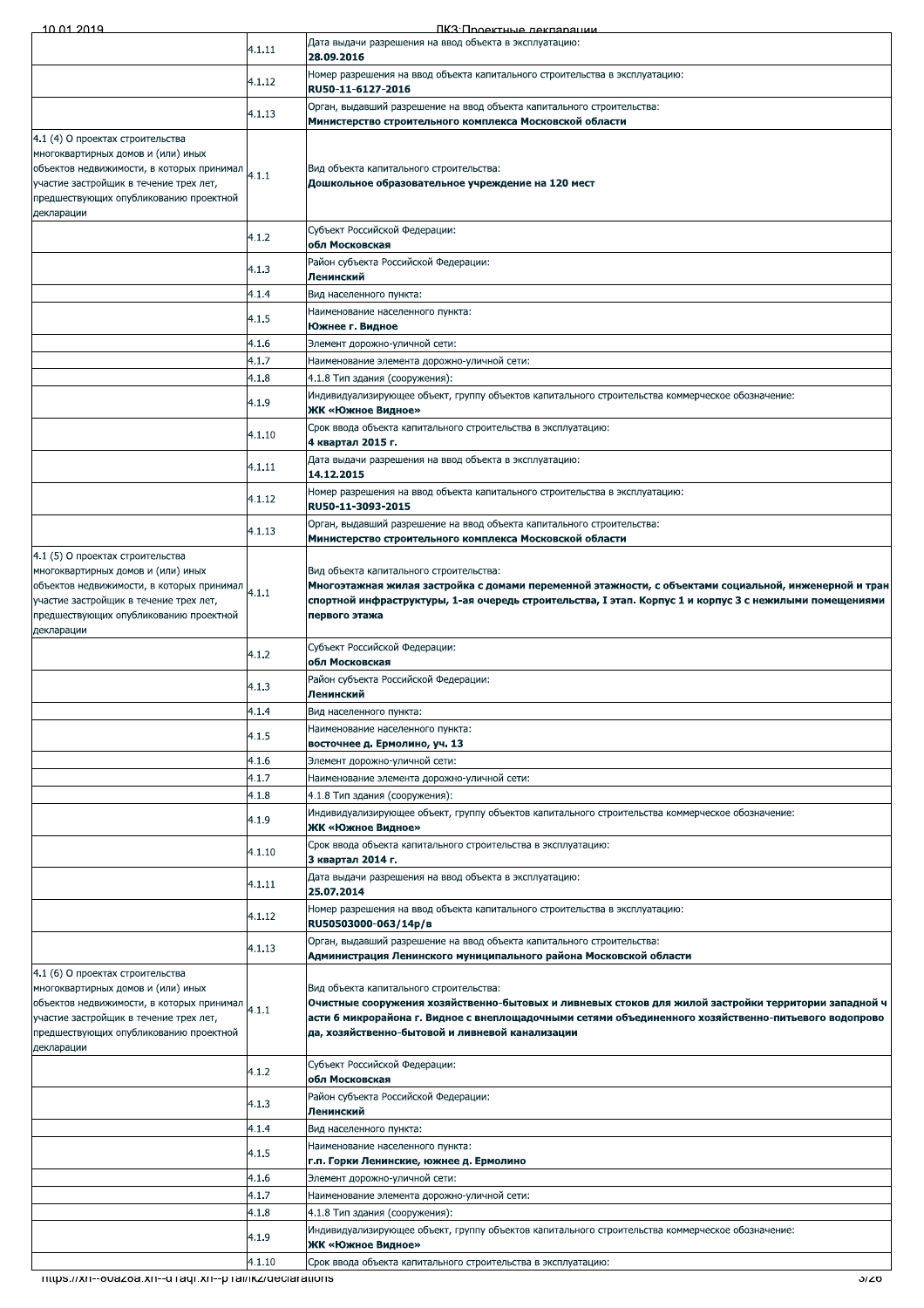| | | |
|---|---|---|
| | 4.1.11 | Дата выдачи разрешения на ввод объекта в эксплуатацию:<br>**28.09.2016** |
| | 4.1.12 | Номер разрешения на ввод объекта капитального строительства в эксплуатацию:<br>**RU50-11-6127-2016** |
| | 4.1.13 | Орган, выдавший разрешение на ввод объекта капитального строительства:<br>**Министерство строительного комплекса Московской области** |
| 4.1 (4) О проектах строительства многоквартирных домов и (или) иных объектов недвижимости, в которых принимал участие застройщик в течение трех лет, предшествующих опубликованию проектной декларации | 4.1.1 | Вид объекта капитального строительства:<br>**Дошкольное образовательное учреждение на 120 мест** |
| | 4.1.2 | Субъект Российской Федерации:<br>**обл Московская** |
| | 4.1.3 | Район субъекта Российской Федерации:<br>**Ленинский** |
| | 4.1.4 | Вид населенного пункта: |
| | 4.1.5 | Наименование населенного пункта:<br>**Южнее г. Видное** |
| | 4.1.6 | Элемент дорожно-уличной сети: |
| | 4.1.7 | Наименование элемента дорожно-уличной сети: |
| | 4.1.8 | 4.1.8 Тип здания (сооружения): |
| | 4.1.9 | Индивидуализирующее объект, группу объектов капитального строительства коммерческое обозначение:<br>**ЖК «Южное Видное»** |
| | 4.1.10 | Срок ввода объекта капитального строительства в эксплуатацию:<br>**4 квартал 2015 г.** |
| | 4.1.11 | Дата выдачи разрешения на ввод объекта в эксплуатацию:<br>**14.12.2015** |
| | 4.1.12 | Номер разрешения на ввод объекта капитального строительства в эксплуатацию:<br>**RU50-11-3093-2015** |
| | 4.1.13 | Орган, выдавший разрешение на ввод объекта капитального строительства:<br>**Министерство строительного комплекса Московской области** |
| 4.1 (5) О проектах строительства многоквартирных домов и (или) иных объектов недвижимости, в которых принимал участие застройщик в течение трех лет, предшествующих опубликованию проектной декларации | 4.1.1 | Вид объекта капитального строительства:<br>**Многоэтажная жилая застройка с домами переменной этажности, с объектами социальной, инженерной и транспортной инфраструктуры, 1-ая очередь строительства, I этап. Корпус 1 и корпус 3 с нежилыми помещениями первого этажа** |
| | 4.1.2 | Субъект Российской Федерации:<br>**обл Московская** |
| | 4.1.3 | Район субъекта Российской Федерации:<br>**Ленинский** |
| | 4.1.4 | Вид населенного пункта: |
| | 4.1.5 | Наименование населенного пункта:<br>**восточнее д. Ермолино, уч. 13** |
| | 4.1.6 | Элемент дорожно-уличной сети: |
| | 4.1.7 | Наименование элемента дорожно-уличной сети: |
| | 4.1.8 | 4.1.8 Тип здания (сооружения): |
| | 4.1.9 | Индивидуализирующее объект, группу объектов капитального строительства коммерческое обозначение:<br>**ЖК «Южное Видное»** |
| | 4.1.10 | Срок ввода объекта капитального строительства в эксплуатацию:<br>**3 квартал 2014 г.** |
| | 4.1.11 | Дата выдачи разрешения на ввод объекта в эксплуатацию:<br>**25.07.2014** |
| | 4.1.12 | Номер разрешения на ввод объекта капитального строительства в эксплуатацию:<br>**RU50503000-063/14р/в** |
| | 4.1.13 | Орган, выдавший разрешение на ввод объекта капитального строительства:<br>**Администрация Ленинского муниципального района Московской области** |
| 4.1 (6) О проектах строительства многоквартирных домов и (или) иных объектов недвижимости, в которых принимал участие застройщик в течение трех лет, предшествующих опубликованию проектной декларации | 4.1.1 | Вид объекта капитального строительства:<br>**Очистные сооружения хозяйственно-бытовых и ливневых стоков для жилой застройки территории западной части 6 микрорайона г. Видное с внеплощадочными сетями объединенного хозяйственно-питьевого водопровода, хозяйственно-бытовой и ливневой канализации** |
| | 4.1.2 | Субъект Российской Федерации:<br>**обл Московская** |
| | 4.1.3 | Район субъекта Российской Федерации:<br>**Ленинский** |
| | 4.1.4 | Вид населенного пункта: |
| | 4.1.5 | Наименование населенного пункта:<br>**г.п. Горки Ленинские, южнее д. Ермолино** |
| | 4.1.6 | Элемент дорожно-уличной сети: |
| | 4.1.7 | Наименование элемента дорожно-уличной сети: |
| | 4.1.8 | 4.1.8 Тип здания (сооружения): |
| | 4.1.9 | Индивидуализирующее объект, группу объектов капитального строительства коммерческое обозначение:<br>**ЖК «Южное Видное»** |
| | 4.1.10 | Срок ввода объекта капитального строительства в эксплуатацию: |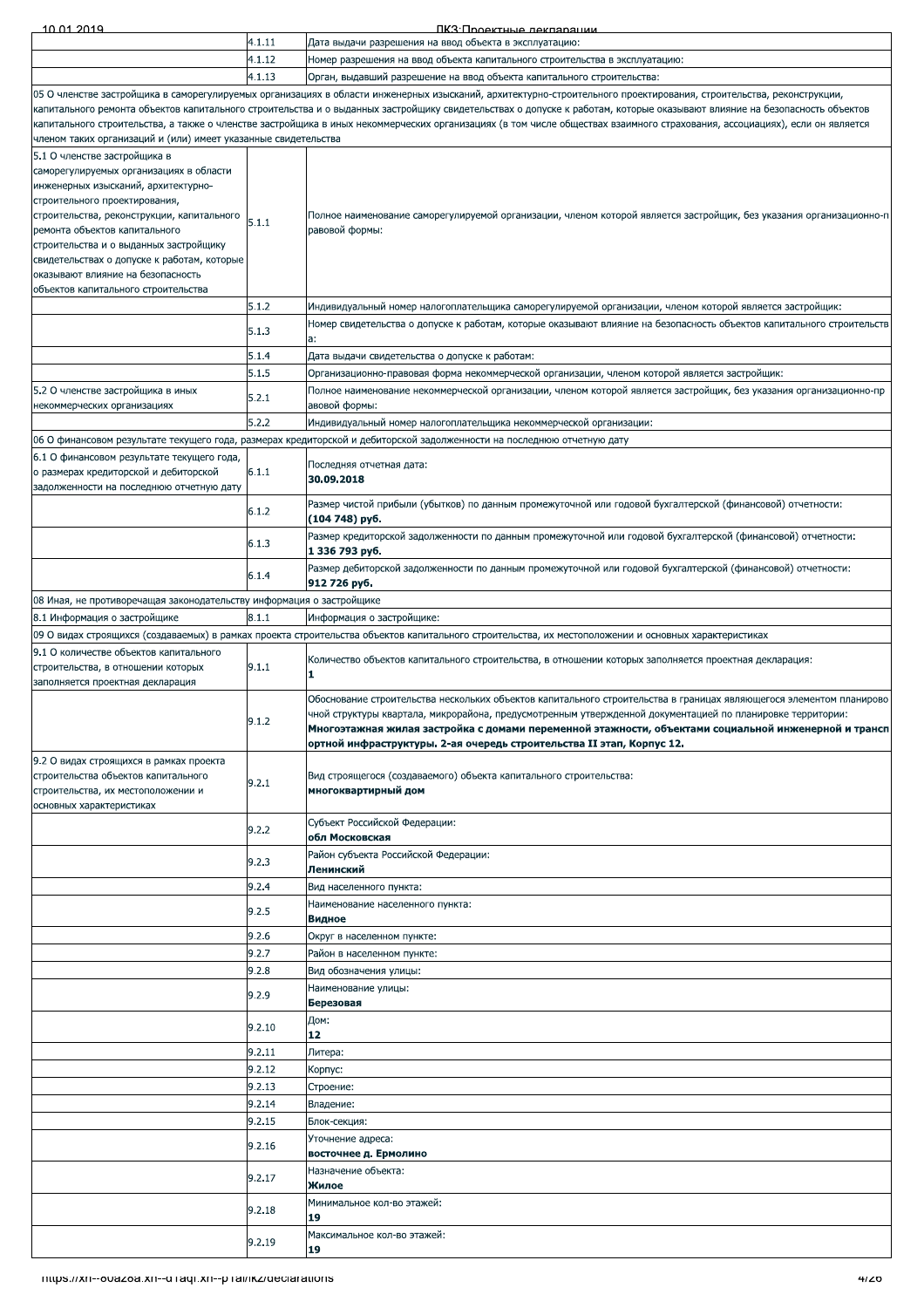| | | |
|---|---|---|
| | 4.1.11 | Дата выдачи разрешения на ввод объекта в эксплуатацию: |
| | 4.1.12 | Номер разрешения на ввод объекта капитального строительства в эксплуатацию: |
| | 4.1.13 | Орган, выдавший разрешение на ввод объекта капитального строительства: |
| 05 О членстве застройщика в саморегулируемых организациях в области инженерных изысканий, архитектурно-строительного проектирования, строительства, реконструкции, капитального ремонта объектов капитального строительства и о выданных застройщику свидетельствах о допуске к работам, которые оказывают влияние на безопасность объектов капитального строительства, а также о членстве застройщика в иных некоммерческих организациях (в том числе обществах взаимного страхования, ассоциациях), если он является членом таких организаций и (или) имеет указанные свидетельства | | |
| 5.1 О членстве застройщика в саморегулируемых организациях в области инженерных изысканий, архитектурно-строительного проектирования, строительства, реконструкции, капитального ремонта объектов капитального строительства и о выданных застройщику свидетельствах о допуске к работам, которые оказывают влияние на безопасность объектов капитального строительства | 5.1.1 | Полное наименование саморегулируемой организации, членом которой является застройщик, без указания организационно-правовой формы: |
| | 5.1.2 | Индивидуальный номер налогоплательщика саморегулируемой организации, членом которой является застройщик: |
| | 5.1.3 | Номер свидетельства о допуске к работам, которые оказывают влияние на безопасность объектов капитального строительства: |
| | 5.1.4 | Дата выдачи свидетельства о допуске к работам: |
| | 5.1.5 | Организационно-правовая форма некоммерческой организации, членом которой является застройщик: |
| 5.2 О членстве застройщика в иных некоммерческих организациях | 5.2.1 | Полное наименование некоммерческой организации, членом которой является застройщик, без указания организационно-правовой формы: |
| | 5.2.2 | Индивидуальный номер налогоплательщика некоммерческой организации: |
| 06 О финансовом результате текущего года, размерах кредиторской и дебиторской задолженности на последнюю отчетную дату | | |
| 6.1 О финансовом результате текущего года, о размерах кредиторской и дебиторской задолженности на последнюю отчетную дату | 6.1.1 | Последняя отчетная дата:<br>**30.09.2018** |
| | 6.1.2 | Размер чистой прибыли (убытков) по данным промежуточной или годовой бухгалтерской (финансовой) отчетности:<br>**(104 748) руб.** |
| | 6.1.3 | Размер кредиторской задолженности по данным промежуточной или годовой бухгалтерской (финансовой) отчетности:<br>**1 336 793 руб.** |
| | 6.1.4 | Размер дебиторской задолженности по данным промежуточной или годовой бухгалтерской (финансовой) отчетности:<br>**912 726 руб.** |
| 08 Иная, не противоречащая законодательству информация о застройщике | | |
| 8.1 Информация о застройщике | 8.1.1 | Информация о застройщике: |
| 09 О видах строящихся (создаваемых) в рамках проекта строительства объектов капитального строительства, их местоположении и основных характеристиках | | |
| 9.1 О количестве объектов капитального строительства, в отношении которых заполняется проектная декларация | 9.1.1 | Количество объектов капитального строительства, в отношении которых заполняется проектная декларация:<br>**1** |
| | 9.1.2 | Обоснование строительства нескольких объектов капитального строительства в границах являющегося элементом планировочной структуры квартала, микрорайона, предусмотренным утвержденной документацией по планировке территории:<br>**Многоэтажная жилая застройка с домами переменной этажности, объектами социальной инженерной и транспортной инфраструктуры. 2-ая очередь строительства II этап, Корпус 12.** |
| 9.2 О видах строящихся в рамках проекта строительства объектов капитального строительства, их местоположении и основных характеристиках | 9.2.1 | Вид строящегося (создаваемого) объекта капитального строительства:<br>**многоквартирный дом** |
| | 9.2.2 | Субъект Российской Федерации:<br>**обл Московская** |
| | 9.2.3 | Район субъекта Российской Федерации:<br>**Ленинский** |
| | 9.2.4 | Вид населенного пункта: |
| | 9.2.5 | Наименование населенного пункта:<br>**Видное** |
| | 9.2.6 | Округ в населенном пункте: |
| | 9.2.7 | Район в населенном пункте: |
| | 9.2.8 | Вид обозначения улицы: |
| | 9.2.9 | Наименование улицы:<br>**Березовая** |
| | 9.2.10 | Дом:<br>**12** |
| | 9.2.11 | Литера: |
| | 9.2.12 | Корпус: |
| | 9.2.13 | Строение: |
| | 9.2.14 | Владение: |
| | 9.2.15 | Блок-секция: |
| | 9.2.16 | Уточнение адреса:<br>**восточнее д. Ермолино** |
| | 9.2.17 | Назначение объекта:<br>**Жилое** |
| | 9.2.18 | Минимальное кол-во этажей:<br>**19** |
| | 9.2.19 | Максимальное кол-во этажей:<br>**19** |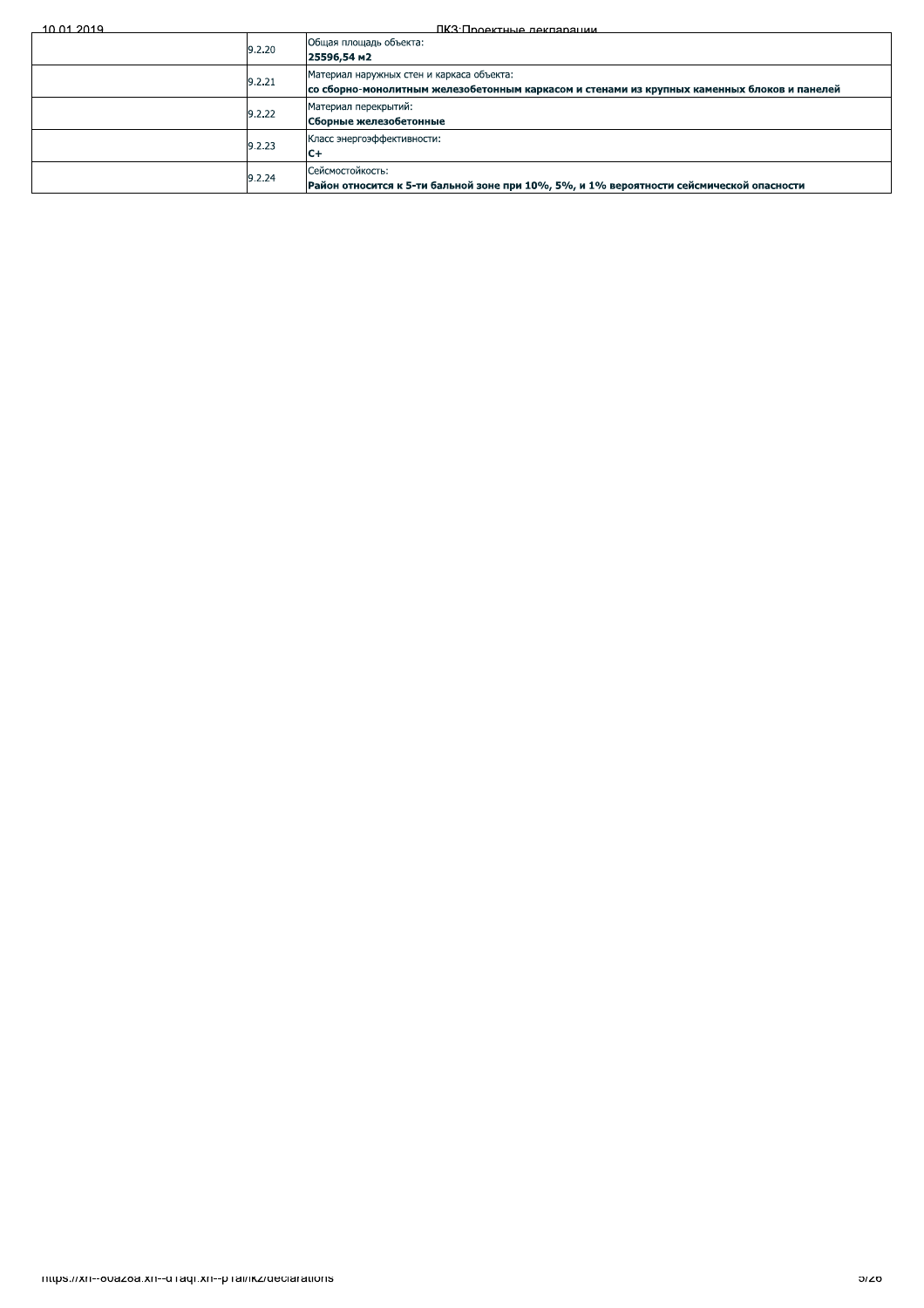| | | |
|---|---|---|
| | 9.2.20 | Общая площадь объекта:<br>**25596,54 м2** |
| | 9.2.21 | Материал наружных стен и каркаса объекта:<br>**со сборно-монолитным железобетонным каркасом и стенами из крупных каменных блоков и панелей** |
| | 9.2.22 | Материал перекрытий:<br>**Сборные железобетонные** |
| | 9.2.23 | Класс энергоэффективности:<br>**С+** |
| | 9.2.24 | Сейсмостойкость:<br>**Район относится к 5-ти бальной зоне при 10%, 5%, и 1% вероятности сейсмической опасности** |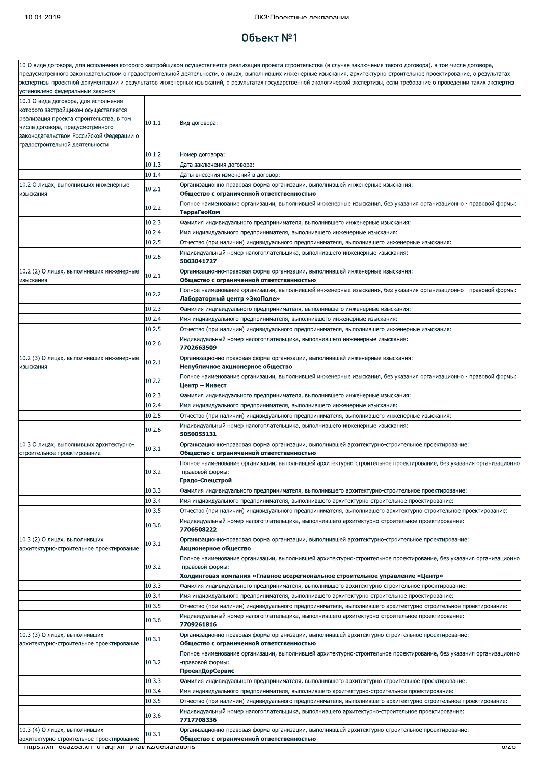# Объект №1

| 10 О виде договора, для исполнения которого застройщиком осуществляется реализация проекта строительства (в случае заключения такого договора), в том числе договора, предусмотренного законодательством о градостроительной деятельности, о лицах, выполнивших инженерные изыскания, архитектурно-строительное проектирование, о результатах экспертизы проектной документации и результатов инженерных изысканий, о результатах государственной экологической экспертизы, если требование о проведении таких экспертиз установлено федеральным законом | | |
|---|---|---|
| 10.1 О виде договора, для исполнения которого застройщиком осуществляется реализация проекта строительства, в том числе договора, предусмотренного законодательством Российской Федерации о градостроительной деятельности | 10.1.1 | Вид договора: |
| | 10.1.2 | Номер договора: |
| | 10.1.3 | Дата заключения договора: |
| | 10.1.4 | Даты внесения изменений в договор: |
| 10.2 О лицах, выполнивших инженерные изыскания | 10.2.1 | Организационно-правовая форма организации, выполнившей инженерные изыскания: **Общество с ограниченной ответственностью** |
| | 10.2.2 | Полное наименование организации, выполнившей инженерные изыскания, без указания организационно - правовой формы: **ТерраГеоКом** |
| | 10.2.3 | Фамилия индивидуального предпринимателя, выполнившего инженерные изыскания: |
| | 10.2.4 | Имя индивидуального предпринимателя, выполнившего инженерные изыскания: |
| | 10.2.5 | Отчество (при наличии) индивидуального предпринимателя, выполнившего инженерные изыскания: |
| | 10.2.6 | Индивидуальный номер налогоплательщика, выполнившего инженерные изыскания: **5003041727** |
| 10.2 (2) О лицах, выполнивших инженерные изыскания | 10.2.1 | Организационно-правовая форма организации, выполнившей инженерные изыскания: **Общество с ограниченной ответственностью** |
| | 10.2.2 | Полное наименование организации, выполнившей инженерные изыскания, без указания организационно - правовой формы: **Лабораторный центр «ЭкоПоле»** |
| | 10.2.3 | Фамилия индивидуального предпринимателя, выполнившего инженерные изыскания: |
| | 10.2.4 | Имя индивидуального предпринимателя, выполнившего инженерные изыскания: |
| | 10.2.5 | Отчество (при наличии) индивидуального предпринимателя, выполнившего инженерные изыскания: |
| | 10.2.6 | Индивидуальный номер налогоплательщика, выполнившего инженерные изыскания: **7702663509** |
| 10.2 (3) О лицах, выполнивших инженерные изыскания | 10.2.1 | Организационно-правовая форма организации, выполнившей инженерные изыскания: **Непубличное акционерное общество** |
| | 10.2.2 | Полное наименование организации, выполнившей инженерные изыскания, без указания организационно - правовой формы: **Центр – Инвест** |
| | 10.2.3 | Фамилия индивидуального предпринимателя, выполнившего инженерные изыскания: |
| | 10.2.4 | Имя индивидуального предпринимателя, выполнившего инженерные изыскания: |
| | 10.2.5 | Отчество (при наличии) индивидуального предпринимателя, выполнившего инженерные изыскания: |
| | 10.2.6 | Индивидуальный номер налогоплательщика, выполнившего инженерные изыскания: **5050055131** |
| 10.3 О лицах, выполнивших архитектурно-строительное проектирование | 10.3.1 | Организационно-правовая форма организации, выполнившей архитектурно-строительное проектирование: **Общество с ограниченной ответственностью** |
| | 10.3.2 | Полное наименование организации, выполнившей архитектурно-строительное проектирование, без указания организационно -правовой формы: **Градо-Спецстрой** |
| | 10.3.3 | Фамилия индивидуального предпринимателя, выполнившего архитектурно-строительное проектирование: |
| | 10.3.4 | Имя индивидуального предпринимателя, выполнившего архитектурно-строительное проектирование: |
| | 10.3.5 | Отчество (при наличии) индивидуального предпринимателя, выполнившего архитектурно-строительное проектирование: |
| | 10.3.6 | Индивидуальный номер налогоплательщика, выполнившего архитектурно-строительное проектирование: **7706508222** |
| 10.3 (2) О лицах, выполнивших архитектурно-строительное проектирование | 10.3.1 | Организационно-правовая форма организации, выполнившей архитектурно-строительное проектирование: **Акционерное общество** |
| | 10.3.2 | Полное наименование организации, выполнившей архитектурно-строительное проектирование, без указания организационно -правовой формы: **Холдинговая компания «Главное всерегиональное строительное управление «Центр»** |
| | 10.3.3 | Фамилия индивидуального предпринимателя, выполнившего архитектурно-строительное проектирование: |
| | 10.3.4 | Имя индивидуального предпринимателя, выполнившего архитектурно-строительное проектирование: |
| | 10.3.5 | Отчество (при наличии) индивидуального предпринимателя, выполнившего архитектурно-строительное проектирование: |
| | 10.3.6 | Индивидуальный номер налогоплательщика, выполнившего архитектурно-строительное проектирование: **7709261816** |
| 10.3 (3) О лицах, выполнивших архитектурно-строительное проектирование | 10.3.1 | Организационно-правовая форма организации, выполнившей архитектурно-строительное проектирование: **Общество с ограниченной ответственностью** |
| | 10.3.2 | Полное наименование организации, выполнившей архитектурно-строительное проектирование, без указания организационно -правовой формы: **ПроектДорСервис** |
| | 10.3.3 | Фамилия индивидуального предпринимателя, выполнившего архитектурно-строительное проектирование: |
| | 10.3.4 | Имя индивидуального предпринимателя, выполнившего архитектурно-строительное проектирование: |
| | 10.3.5 | Отчество (при наличии) индивидуального предпринимателя, выполнившего архитектурно-строительное проектирование: |
| | 10.3.6 | Индивидуальный номер налогоплательщика, выполнившего архитектурно-строительное проектирование: **7717708336** |
| 10.3 (4) О лицах, выполнивших архитектурно-строительное проектирование | 10.3.1 | Организационно-правовая форма организации, выполнившей архитектурно-строительное проектирование: **Общество с ограниченной ответственностью** |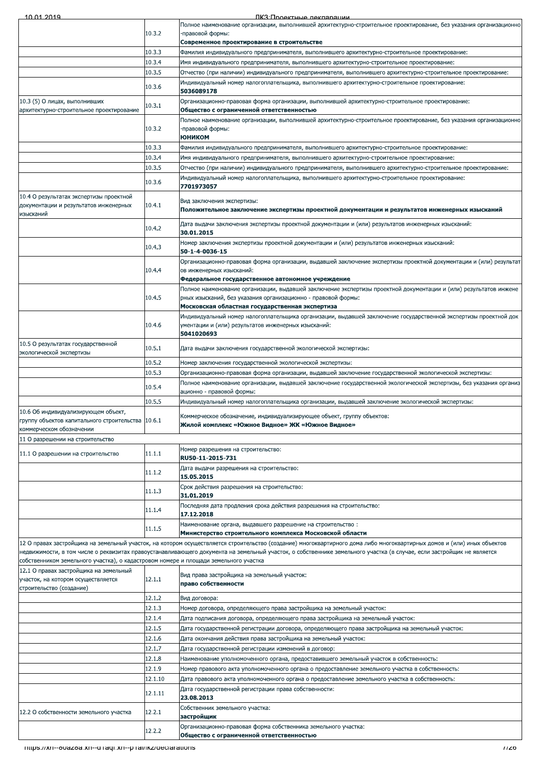| | | |
|---|---|---|
| | 10.3.2 | Полное наименование организации, выполнившей архитектурно-строительное проектирование, без указания организационно-правовой формы:<br>**Современное проектирование в строительстве** |
| | 10.3.3 | Фамилия индивидуального предпринимателя, выполнившего архитектурно-строительное проектирование: |
| | 10.3.4 | Имя индивидуального предпринимателя, выполнившего архитектурно-строительное проектирование: |
| | 10.3.5 | Отчество (при наличии) индивидуального предпринимателя, выполнившего архитектурно-строительное проектирование: |
| | 10.3.6 | Индивидуальный номер налогоплательщика, выполнившего архитектурно-строительное проектирование:<br>**5036089178** |
| 10.3 (5) О лицах, выполнивших архитектурно-строительное проектирование | 10.3.1 | Организационно-правовая форма организации, выполнившей архитектурно-строительное проектирование:<br>**Общество с ограниченной ответственностью** |
| | 10.3.2 | Полное наименование организации, выполнившей архитектурно-строительное проектирование, без указания организационно-правовой формы:<br>**ЮНИКОМ** |
| | 10.3.3 | Фамилия индивидуального предпринимателя, выполнившего архитектурно-строительное проектирование: |
| | 10.3.4 | Имя индивидуального предпринимателя, выполнившего архитектурно-строительное проектирование: |
| | 10.3.5 | Отчество (при наличии) индивидуального предпринимателя, выполнившего архитектурно-строительное проектирование: |
| | 10.3.6 | Индивидуальный номер налогоплательщика, выполнившего архитектурно-строительное проектирование:<br>**7701973057** |
| 10.4 О результатах экспертизы проектной документации и результатов инженерных изысканий | 10.4.1 | Вид заключения экспертизы:<br>**Положительное заключение экспертизы проектной документации и результатов инженерных изысканий** |
| | 10.4.2 | Дата выдачи заключения экспертизы проектной документации и (или) результатов инженерных изысканий:<br>**30.01.2015** |
| | 10.4.3 | Номер заключения экспертизы проектной документации и (или) результатов инженерных изысканий:<br>**50-1-4-0036-15** |
| | 10.4.4 | Организационно-правовая форма организации, выдавшей заключение экспертизы проектной документации и (или) результатов инженерных изысканий:<br>**Федеральное государственное автономное учреждение** |
| | 10.4.5 | Полное наименование организации, выдавшей заключение экспертизы проектной документации и (или) результатов инженерных изысканий, без указания организационно - правовой формы:<br>**Московская областная государственная экспертиза** |
| | 10.4.6 | Индивидуальный номер налогоплательщика организации, выдавшей заключение государственной экспертизы проектной документации и (или) результатов инженерных изысканий:<br>**5041020693** |
| 10.5 О результатах государственной экологической экспертизы | 10.5.1 | Дата выдачи заключения государственной экологической экспертизы: |
| | 10.5.2 | Номер заключения государственной экологической экспертизы: |
| | 10.5.3 | Организационно-правовая форма организации, выдавшей заключение государственной экологической экспертизы: |
| | 10.5.4 | Полное наименование организации, выдавшей заключение государственной экологической экспертизы, без указания организационно - правовой формы: |
| | 10.5.5 | Индивидуальный номер налогоплательщика организации, выдавшей заключение экологической экспертизы: |
| 10.6 Об индивидуализирующем объект, группу объектов капитального строительства коммерческом обозначении | 10.6.1 | Коммерческое обозначение, индивидуализирующее объект, группу объектов:<br>**Жилой комплекс «Южное Видное» ЖК «Южное Видное»** |
| 11 О разрешении на строительство | | |
| 11.1 О разрешении на строительство | 11.1.1 | Номер разрешения на строительство:<br>**RU50-11-2015-731** |
| | 11.1.2 | Дата выдачи разрешения на строительство:<br>**15.05.2015** |
| | 11.1.3 | Срок действия разрешения на строительство:<br>**31.01.2019** |
| | 11.1.4 | Последняя дата продления срока действия разрешения на строительство:<br>**17.12.2018** |
| | 11.1.5 | Наименование органа, выдавшего разрешение на строительство :<br>**Министерство строительного комплекса Московской области** |
| 12 О правах застройщика на земельный участок, на котором осуществляется строительство (создание) многоквартирного дома либо многоквартирных домов и (или) иных объектов недвижимости, в том числе о реквизитах правоустанавливающего документа на земельный участок, о собственнике земельного участка (в случае, если застройщик не является собственником земельного участка), о кадастровом номере и площади земельного участка | | |
| 12.1 О правах застройщика на земельный участок, на котором осуществляется строительство (создание) | 12.1.1 | Вид права застройщика на земельный участок:<br>**право собственности** |
| | 12.1.2 | Вид договора: |
| | 12.1.3 | Номер договора, определяющего права застройщика на земельный участок: |
| | 12.1.4 | Дата подписания договора, определяющего права застройщика на земельный участок: |
| | 12.1.5 | Дата государственной регистрации договора, определяющего права застройщика на земельный участок: |
| | 12.1.6 | Дата окончания действия права застройщика на земельный участок: |
| | 12.1.7 | Дата государственной регистрации изменений в договор: |
| | 12.1.8 | Наименование уполномоченного органа, предоставившего земельный участок в собственность: |
| | 12.1.9 | Номер правового акта уполномоченного органа о предоставлении земельного участка в собственность: |
| | 12.1.10 | Дата правового акта уполномоченного органа о предоставлении земельного участка в собственность: |
| | 12.1.11 | Дата государственной регистрации права собственности:<br>**23.08.2013** |
| 12.2 О собственности земельного участка | 12.2.1 | Собственник земельного участка:<br>**застройщик** |
| | 12.2.2 | Организационно-правовая форма собственника земельного участка:<br>**Общество с ограниченной ответственностью** |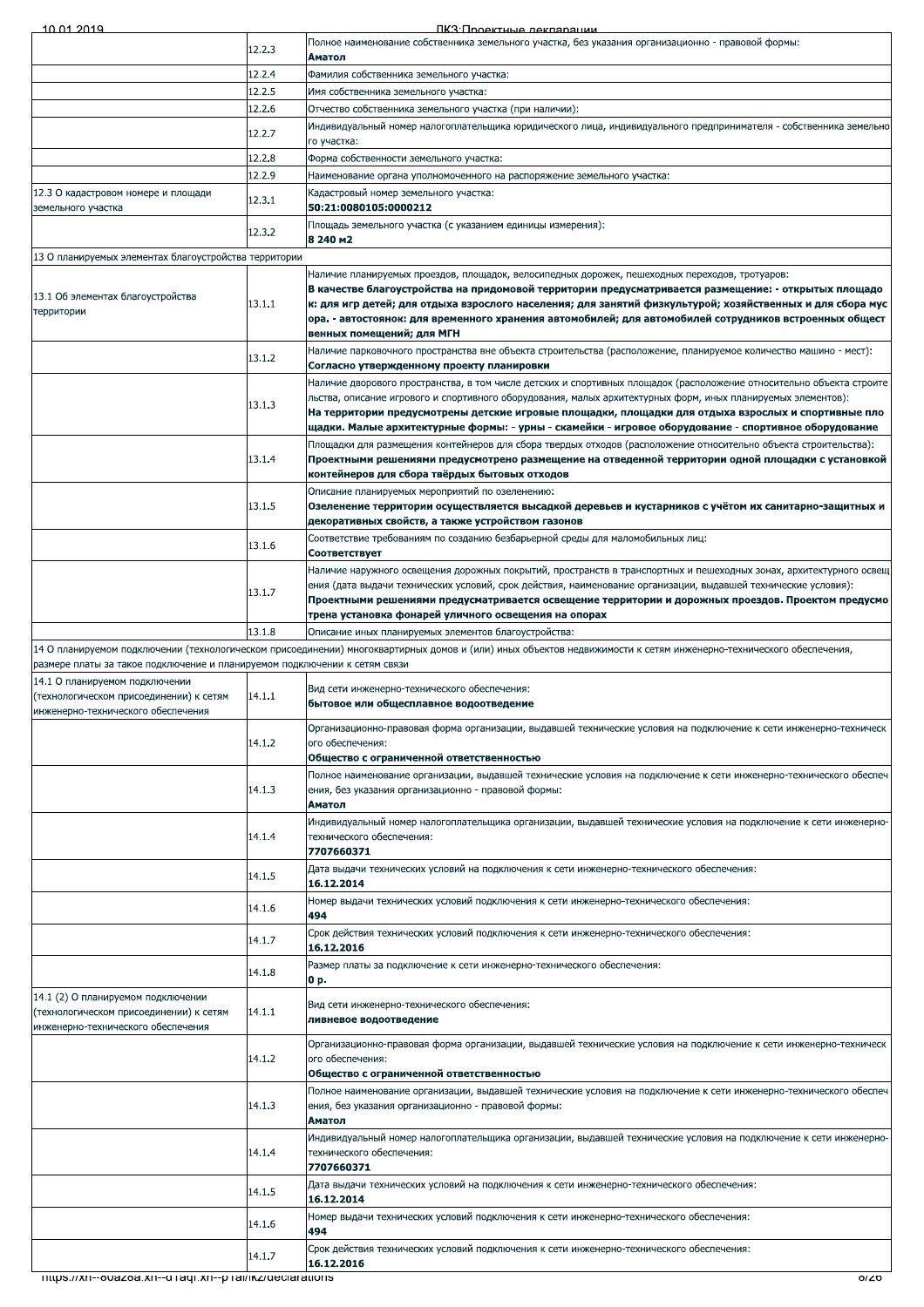| | | |
|---|---|---|
| | 12.2.3 | Полное наименование собственника земельного участка, без указания организационно - правовой формы:<br>**Аматол** |
| | 12.2.4 | Фамилия собственника земельного участка: |
| | 12.2.5 | Имя собственника земельного участка: |
| | 12.2.6 | Отчество собственника земельного участка (при наличии): |
| | 12.2.7 | Индивидуальный номер налогоплательщика юридического лица, индивидуального предпринимателя - собственника земельного участка: |
| | 12.2.8 | Форма собственности земельного участка: |
| | 12.2.9 | Наименование органа уполномоченного на распоряжение земельного участка: |
| 12.3 О кадастровом номере и площади земельного участка | 12.3.1 | Кадастровый номер земельного участка:<br>**50:21:0080105:0000212** |
| | 12.3.2 | Площадь земельного участка (с указанием единицы измерения):<br>**8 240 м2** |
| 13 О планируемых элементах благоустройства территории | | |
| 13.1 Об элементах благоустройства территории | 13.1.1 | Наличие планируемых проездов, площадок, велосипедных дорожек, пешеходных переходов, тротуаров:<br>**В качестве благоустройства на придомовой территории предусматривается размещение: - открытых площадок: для игр детей; для отдыха взрослого населения; для занятий физкультурой; хозяйственных и для сбора мусора. - автостоянок: для временного хранения автомобилей; для автомобилей сотрудников встроенных общественных помещений; для МГН** |
| | 13.1.2 | Наличие парковочного пространства вне объекта строительства (расположение, планируемое количество машино - мест):<br>**Согласно утвержденному проекту планировки** |
| | 13.1.3 | Наличие дворового пространства, в том числе детских и спортивных площадок (расположение относительно объекта строительства, описание игрового и спортивного оборудования, малых архитектурных форм, иных планируемых элементов):<br>**На территории предусмотрены детские игровые площадки, площадки для отдыха взрослых и спортивные площадки. Малые архитектурные формы: - урны - скамейки - игровое оборудование - спортивное оборудование** |
| | 13.1.4 | Площадки для размещения контейнеров для сбора твердых отходов (расположение относительно объекта строительства):<br>**Проектными решениями предусмотрено размещение на отведенной территории одной площадки с установкой контейнеров для сбора твёрдых бытовых отходов** |
| | 13.1.5 | Описание планируемых мероприятий по озеленению:<br>**Озеленение территории осуществляется высадкой деревьев и кустарников с учётом их санитарно-защитных и декоративных свойств, а также устройством газонов** |
| | 13.1.6 | Соответствие требованиям по созданию безбарьерной среды для маломобильных лиц:<br>**Соответствует** |
| | 13.1.7 | Наличие наружного освещения дорожных покрытий, пространств в транспортных и пешеходных зонах, архитектурного освещения (дата выдачи технических условий, срок действия, наименование организации, выдавшей технические условия):<br>**Проектными решениями предусматривается освещение территории и дорожных проездов. Проектом предусмотрена установка фонарей уличного освещения на опорах** |
| | 13.1.8 | Описание иных планируемых элементов благоустройства: |
| 14 О планируемом подключении (технологическом присоединении) многоквартирных домов и (или) иных объектов недвижимости к сетям инженерно-технического обеспечения, размере платы за такое подключение и планируемом подключении к сетям связи | | |
| 14.1 О планируемом подключении (технологическом присоединении) к сетям инженерно-технического обеспечения | 14.1.1 | Вид сети инженерно-технического обеспечения:<br>**бытовое или общесплавное водоотведение** |
| | 14.1.2 | Организационно-правовая форма организации, выдавшей технические условия на подключение к сети инженерно-технического обеспечения:<br>**Общество с ограниченной ответственностью** |
| | 14.1.3 | Полное наименование организации, выдавшей технические условия на подключение к сети инженерно-технического обеспечения, без указания организационно - правовой формы:<br>**Аматол** |
| | 14.1.4 | Индивидуальный номер налогоплательщика организации, выдавшей технические условия на подключение к сети инженерно-технического обеспечения:<br>**7707660371** |
| | 14.1.5 | Дата выдачи технических условий на подключения к сети инженерно-технического обеспечения:<br>**16.12.2014** |
| | 14.1.6 | Номер выдачи технических условий подключения к сети инженерно-технического обеспечения:<br>**494** |
| | 14.1.7 | Срок действия технических условий подключения к сети инженерно-технического обеспечения:<br>**16.12.2016** |
| | 14.1.8 | Размер платы за подключение к сети инженерно-технического обеспечения:<br>**0 р.** |
| 14.1 (2) О планируемом подключении (технологическом присоединении) к сетям инженерно-технического обеспечения | 14.1.1 | Вид сети инженерно-технического обеспечения:<br>**ливневое водоотведение** |
| | 14.1.2 | Организационно-правовая форма организации, выдавшей технические условия на подключение к сети инженерно-технического обеспечения:<br>**Общество с ограниченной ответственностью** |
| | 14.1.3 | Полное наименование организации, выдавшей технические условия на подключение к сети инженерно-технического обеспечения, без указания организационно - правовой формы:<br>**Аматол** |
| | 14.1.4 | Индивидуальный номер налогоплательщика организации, выдавшей технические условия на подключение к сети инженерно-технического обеспечения:<br>**7707660371** |
| | 14.1.5 | Дата выдачи технических условий на подключения к сети инженерно-технического обеспечения:<br>**16.12.2014** |
| | 14.1.6 | Номер выдачи технических условий подключения к сети инженерно-технического обеспечения:<br>**494** |
| | 14.1.7 | Срок действия технических условий подключения к сети инженерно-технического обеспечения:<br>**16.12.2016** |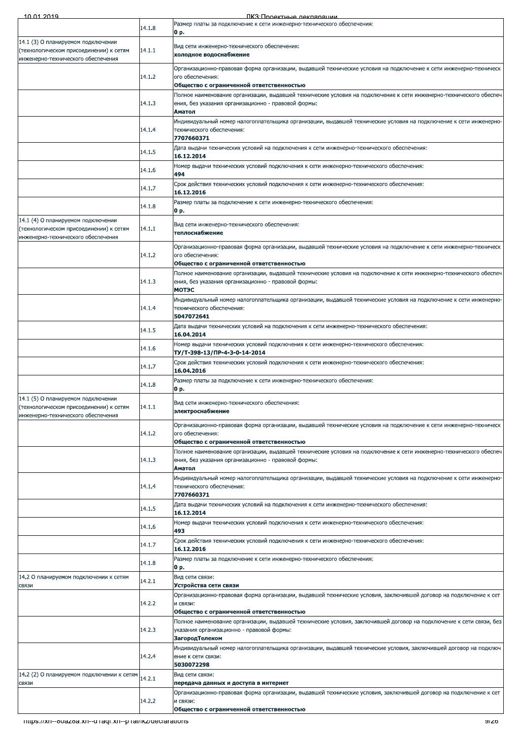| | | |
|---|---|---|
| | 14.1.8 | Размер платы за подключение к сети инженерно-технического обеспечения:<br>**0 р.** |
| 14.1 (3) О планируемом подключении (технологическом присоединении) к сетям инженерно-технического обеспечения | 14.1.1 | Вид сети инженерно-технического обеспечения:<br>**холодное водоснабжение** |
| | 14.1.2 | Организационно-правовая форма организации, выдавшей технические условия на подключение к сети инженерно-технического обеспечения:<br>**Общество с ограниченной ответственностью** |
| | 14.1.3 | Полное наименование организации, выдавшей технические условия на подключение к сети инженерно-технического обеспечения, без указания организационно - правовой формы:<br>**Аматол** |
| | 14.1.4 | Индивидуальный номер налогоплательщика организации, выдавшей технические условия на подключение к сети инженерно-технического обеспечения:<br>**7707660371** |
| | 14.1.5 | Дата выдачи технических условий на подключения к сети инженерно-технического обеспечения:<br>**16.12.2014** |
| | 14.1.6 | Номер выдачи технических условий подключения к сети инженерно-технического обеспечения:<br>**494** |
| | 14.1.7 | Срок действия технических условий подключения к сети инженерно-технического обеспечения:<br>**16.12.2016** |
| | 14.1.8 | Размер платы за подключение к сети инженерно-технического обеспечения:<br>**0 р.** |
| 14.1 (4) О планируемом подключении (технологическом присоединении) к сетям инженерно-технического обеспечения | 14.1.1 | Вид сети инженерно-технического обеспечения:<br>**теплоснабжение** |
| | 14.1.2 | Организационно-правовая форма организации, выдавшей технические условия на подключение к сети инженерно-технического обеспечения:<br>**Общество с ограниченной ответственностью** |
| | 14.1.3 | Полное наименование организации, выдавшей технические условия на подключение к сети инженерно-технического обеспечения, без указания организационно - правовой формы:<br>**МОТЭС** |
| | 14.1.4 | Индивидуальный номер налогоплательщика организации, выдавшей технические условия на подключение к сети инженерно-технического обеспечения:<br>**5047072641** |
| | 14.1.5 | Дата выдачи технических условий на подключения к сети инженерно-технического обеспечения:<br>**16.04.2014** |
| | 14.1.6 | Номер выдачи технических условий подключения к сети инженерно-технического обеспечения:<br>**ТУ/Т-398-13/ПР-4-3-0-14-2014** |
| | 14.1.7 | Срок действия технических условий подключения к сети инженерно-технического обеспечения:<br>**16.04.2016** |
| | 14.1.8 | Размер платы за подключение к сети инженерно-технического обеспечения:<br>**0 р.** |
| 14.1 (5) О планируемом подключении (технологическом присоединении) к сетям инженерно-технического обеспечения | 14.1.1 | Вид сети инженерно-технического обеспечения:<br>**электроснабжение** |
| | 14.1.2 | Организационно-правовая форма организации, выдавшей технические условия на подключение к сети инженерно-технического обеспечения:<br>**Общество с ограниченной ответственностью** |
| | 14.1.3 | Полное наименование организации, выдавшей технические условия на подключение к сети инженерно-технического обеспечения, без указания организационно - правовой формы:<br>**Аматол** |
| | 14.1.4 | Индивидуальный номер налогоплательщика организации, выдавшей технические условия на подключение к сети инженерно-технического обеспечения:<br>**7707660371** |
| | 14.1.5 | Дата выдачи технических условий на подключения к сети инженерно-технического обеспечения:<br>**16.12.2014** |
| | 14.1.6 | Номер выдачи технических условий подключения к сети инженерно-технического обеспечения:<br>**493** |
| | 14.1.7 | Срок действия технических условий подключения к сети инженерно-технического обеспечения:<br>**16.12.2016** |
| | 14.1.8 | Размер платы за подключение к сети инженерно-технического обеспечения:<br>**0 р.** |
| 14.2 О планируемом подключении к сетям связи | 14.2.1 | Вид сети связи:<br>**Устройства сети связи** |
| | 14.2.2 | Организационно-правовая форма организации, выдавшей технические условия, заключившей договор на подключение к сети связи:<br>**Общество с ограниченной ответственностью** |
| | 14.2.3 | Полное наименование организации, выдавшей технические условия, заключившей договор на подключение к сети связи, без указания организационно - правовой формы:<br>**ЗагородТелеком** |
| | 14.2.4 | Индивидуальный номер налогоплательщика организации, выдавшей технические условия, заключившей договор на подключение к сети связи:<br>**5030072298** |
| 14.2 (2) О планируемом подключении к сетям связи | 14.2.1 | Вид сети связи:<br>**передача данных и доступа в интернет** |
| | 14.2.2 | Организационно-правовая форма организации, выдавшей технические условия, заключившей договор на подключение к сети связи:<br>**Общество с ограниченной ответственностью** |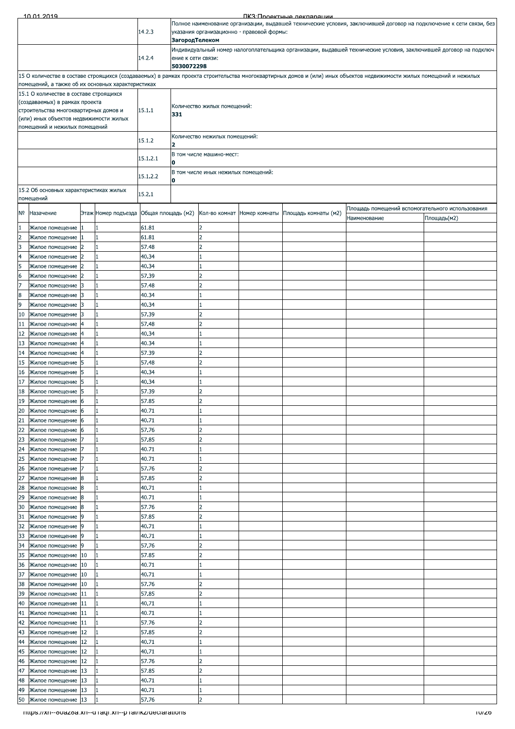| | | |
|---|---|---|
| | 14.2.3 | Полное наименование организации, выдавшей технические условия, заключившей договор на подключение к сети связи, без указания организационно - правовой формы: **ЗагородТелеком** |
| | 14.2.4 | Индивидуальный номер налогоплательщика организации, выдавшей технические условия, заключившей договор на подключ ение к сети связи: **5030072298** |

15 О количестве в составе строящихся (создаваемых) в рамках проекта строительства многоквартирных домов и (или) иных объектов недвижимости жилых помещений и нежилых помещений, а также об их основных характеристиках

| | | |
|---|---|---|
| 15.1 О количестве в составе строящихся (создаваемых) в рамках проекта строительства многоквартирных домов и (или) иных объектов недвижимости жилых помещений и нежилых помещений | 15.1.1 | Количество жилых помещений: **331** |
| | 15.1.2 | Количество нежилых помещений: **2** |
| | 15.1.2.1 | В том числе машино-мест: **0** |
| | 15.1.2.2 | В том числе иных нежилых помещений: **0** |
| 15.2 Об основных характеристиках жилых помещений | 15.2.1 | |

| № | Назачение | Этаж | Номер подъезда | Общая площадь (м2) | Кол-во комнат | Номер комнаты | Площадь комнаты (м2) | Площадь помещений вспомогательного использования | |
|---|---|---|---|---|---|---|---|---|---|
| | | | | | | | | Наименование | Площадь(м2) |
| 1 | Жилое помещение | 1 | 1 | 61.81 | 2 | | | | |
| 2 | Жилое помещение | 1 | 1 | 61.81 | 2 | | | | |
| 3 | Жилое помещение | 2 | 1 | 57.48 | 2 | | | | |
| 4 | Жилое помещение | 2 | 1 | 40.34 | 1 | | | | |
| 5 | Жилое помещение | 2 | 1 | 40.34 | 1 | | | | |
| 6 | Жилое помещение | 2 | 1 | 57.39 | 2 | | | | |
| 7 | Жилое помещение | 3 | 1 | 57.48 | 2 | | | | |
| 8 | Жилое помещение | 3 | 1 | 40.34 | 1 | | | | |
| 9 | Жилое помещение | 3 | 1 | 40.34 | 1 | | | | |
| 10 | Жилое помещение | 3 | 1 | 57.39 | 2 | | | | |
| 11 | Жилое помещение | 4 | 1 | 57.48 | 2 | | | | |
| 12 | Жилое помещение | 4 | 1 | 40.34 | 1 | | | | |
| 13 | Жилое помещение | 4 | 1 | 40.34 | 1 | | | | |
| 14 | Жилое помещение | 4 | 1 | 57.39 | 2 | | | | |
| 15 | Жилое помещение | 5 | 1 | 57.48 | 2 | | | | |
| 16 | Жилое помещение | 5 | 1 | 40.34 | 1 | | | | |
| 17 | Жилое помещение | 5 | 1 | 40.34 | 1 | | | | |
| 18 | Жилое помещение | 5 | 1 | 57.39 | 2 | | | | |
| 19 | Жилое помещение | 6 | 1 | 57.85 | 2 | | | | |
| 20 | Жилое помещение | 6 | 1 | 40.71 | 1 | | | | |
| 21 | Жилое помещение | 6 | 1 | 40.71 | 1 | | | | |
| 22 | Жилое помещение | 6 | 1 | 57.76 | 2 | | | | |
| 23 | Жилое помещение | 7 | 1 | 57.85 | 2 | | | | |
| 24 | Жилое помещение | 7 | 1 | 40.71 | 1 | | | | |
| 25 | Жилое помещение | 7 | 1 | 40.71 | 1 | | | | |
| 26 | Жилое помещение | 7 | 1 | 57.76 | 2 | | | | |
| 27 | Жилое помещение | 8 | 1 | 57.85 | 2 | | | | |
| 28 | Жилое помещение | 8 | 1 | 40.71 | 1 | | | | |
| 29 | Жилое помещение | 8 | 1 | 40.71 | 1 | | | | |
| 30 | Жилое помещение | 8 | 1 | 57.76 | 2 | | | | |
| 31 | Жилое помещение | 9 | 1 | 57.85 | 2 | | | | |
| 32 | Жилое помещение | 9 | 1 | 40.71 | 1 | | | | |
| 33 | Жилое помещение | 9 | 1 | 40.71 | 1 | | | | |
| 34 | Жилое помещение | 9 | 1 | 57.76 | 2 | | | | |
| 35 | Жилое помещение | 10 | 1 | 57.85 | 2 | | | | |
| 36 | Жилое помещение | 10 | 1 | 40.71 | 1 | | | | |
| 37 | Жилое помещение | 10 | 1 | 40.71 | 1 | | | | |
| 38 | Жилое помещение | 10 | 1 | 57.76 | 2 | | | | |
| 39 | Жилое помещение | 11 | 1 | 57.85 | 2 | | | | |
| 40 | Жилое помещение | 11 | 1 | 40.71 | 1 | | | | |
| 41 | Жилое помещение | 11 | 1 | 40.71 | 1 | | | | |
| 42 | Жилое помещение | 11 | 1 | 57.76 | 2 | | | | |
| 43 | Жилое помещение | 12 | 1 | 57.85 | 2 | | | | |
| 44 | Жилое помещение | 12 | 1 | 40.71 | 1 | | | | |
| 45 | Жилое помещение | 12 | 1 | 40.71 | 1 | | | | |
| 46 | Жилое помещение | 12 | 1 | 57.76 | 2 | | | | |
| 47 | Жилое помещение | 13 | 1 | 57.85 | 2 | | | | |
| 48 | Жилое помещение | 13 | 1 | 40.71 | 1 | | | | |
| 49 | Жилое помещение | 13 | 1 | 40.71 | 1 | | | | |
| 50 | Жилое помещение | 13 | 1 | 57.76 | 2 | | | | |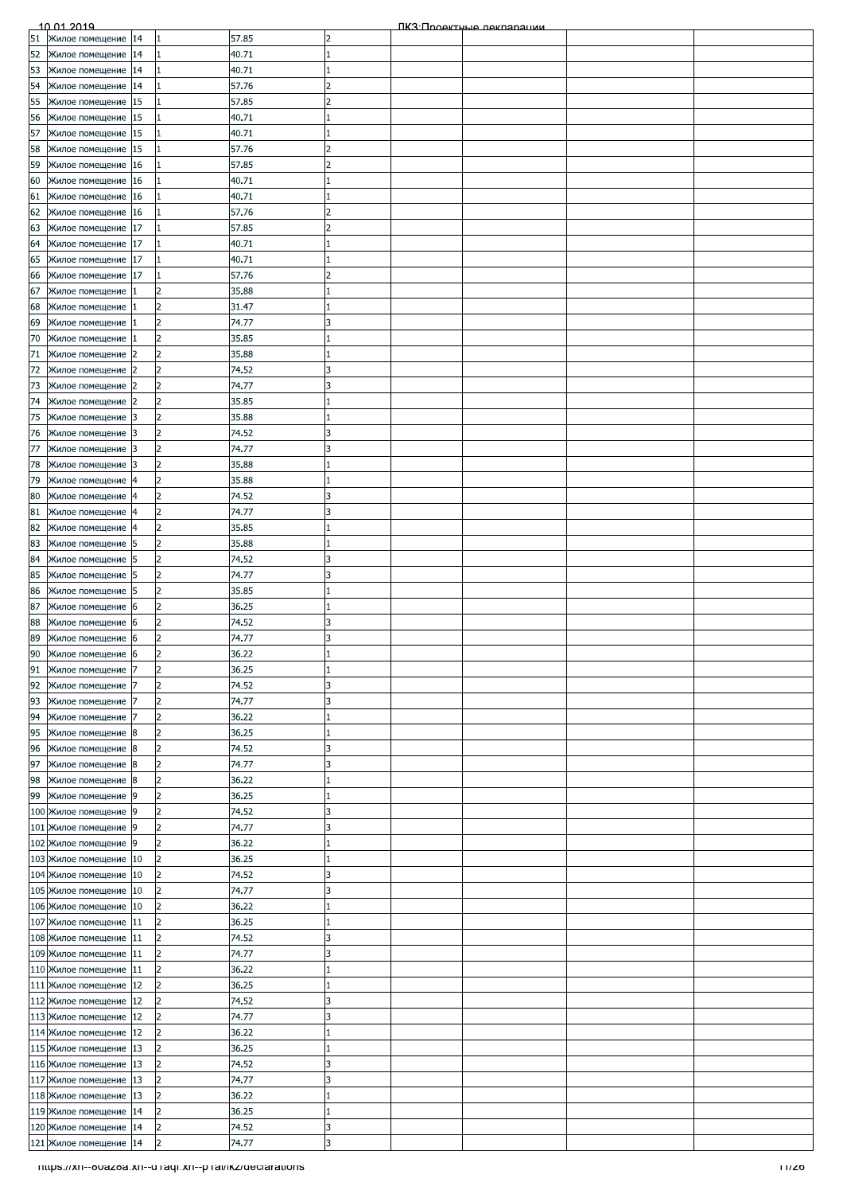| | | | | | | | | | |
|---|---|---|---|---|---|---|---|---|---|
| 51 | Жилое помещение | 14 | 1 | 57.85 | 2 | | | | |
| 52 | Жилое помещение | 14 | 1 | 40.71 | 1 | | | | |
| 53 | Жилое помещение | 14 | 1 | 40.71 | 1 | | | | |
| 54 | Жилое помещение | 14 | 1 | 57.76 | 2 | | | | |
| 55 | Жилое помещение | 15 | 1 | 57.85 | 2 | | | | |
| 56 | Жилое помещение | 15 | 1 | 40.71 | 1 | | | | |
| 57 | Жилое помещение | 15 | 1 | 40.71 | 1 | | | | |
| 58 | Жилое помещение | 15 | 1 | 57.76 | 2 | | | | |
| 59 | Жилое помещение | 16 | 1 | 57.85 | 2 | | | | |
| 60 | Жилое помещение | 16 | 1 | 40.71 | 1 | | | | |
| 61 | Жилое помещение | 16 | 1 | 40.71 | 1 | | | | |
| 62 | Жилое помещение | 16 | 1 | 57.76 | 2 | | | | |
| 63 | Жилое помещение | 17 | 1 | 57.85 | 2 | | | | |
| 64 | Жилое помещение | 17 | 1 | 40.71 | 1 | | | | |
| 65 | Жилое помещение | 17 | 1 | 40.71 | 1 | | | | |
| 66 | Жилое помещение | 17 | 1 | 57.76 | 2 | | | | |
| 67 | Жилое помещение | 1 | 2 | 35.88 | 1 | | | | |
| 68 | Жилое помещение | 1 | 2 | 31.47 | 1 | | | | |
| 69 | Жилое помещение | 1 | 2 | 74.77 | 3 | | | | |
| 70 | Жилое помещение | 1 | 2 | 35.85 | 1 | | | | |
| 71 | Жилое помещение | 2 | 2 | 35.88 | 1 | | | | |
| 72 | Жилое помещение | 2 | 2 | 74.52 | 3 | | | | |
| 73 | Жилое помещение | 2 | 2 | 74.77 | 3 | | | | |
| 74 | Жилое помещение | 2 | 2 | 35.85 | 1 | | | | |
| 75 | Жилое помещение | 3 | 2 | 35.88 | 1 | | | | |
| 76 | Жилое помещение | 3 | 2 | 74.52 | 3 | | | | |
| 77 | Жилое помещение | 3 | 2 | 74.77 | 3 | | | | |
| 78 | Жилое помещение | 3 | 2 | 35.88 | 1 | | | | |
| 79 | Жилое помещение | 4 | 2 | 35.88 | 1 | | | | |
| 80 | Жилое помещение | 4 | 2 | 74.52 | 3 | | | | |
| 81 | Жилое помещение | 4 | 2 | 74.77 | 3 | | | | |
| 82 | Жилое помещение | 4 | 2 | 35.85 | 1 | | | | |
| 83 | Жилое помещение | 5 | 2 | 35.88 | 1 | | | | |
| 84 | Жилое помещение | 5 | 2 | 74.52 | 3 | | | | |
| 85 | Жилое помещение | 5 | 2 | 74.77 | 3 | | | | |
| 86 | Жилое помещение | 5 | 2 | 35.85 | 1 | | | | |
| 87 | Жилое помещение | 6 | 2 | 36.25 | 1 | | | | |
| 88 | Жилое помещение | 6 | 2 | 74.52 | 3 | | | | |
| 89 | Жилое помещение | 6 | 2 | 74.77 | 3 | | | | |
| 90 | Жилое помещение | 6 | 2 | 36.22 | 1 | | | | |
| 91 | Жилое помещение | 7 | 2 | 36.25 | 1 | | | | |
| 92 | Жилое помещение | 7 | 2 | 74.52 | 3 | | | | |
| 93 | Жилое помещение | 7 | 2 | 74.77 | 3 | | | | |
| 94 | Жилое помещение | 7 | 2 | 36.22 | 1 | | | | |
| 95 | Жилое помещение | 8 | 2 | 36.25 | 1 | | | | |
| 96 | Жилое помещение | 8 | 2 | 74.52 | 3 | | | | |
| 97 | Жилое помещение | 8 | 2 | 74.77 | 3 | | | | |
| 98 | Жилое помещение | 8 | 2 | 36.22 | 1 | | | | |
| 99 | Жилое помещение | 9 | 2 | 36.25 | 1 | | | | |
| 100 | Жилое помещение | 9 | 2 | 74.52 | 3 | | | | |
| 101 | Жилое помещение | 9 | 2 | 74.77 | 3 | | | | |
| 102 | Жилое помещение | 9 | 2 | 36.22 | 1 | | | | |
| 103 | Жилое помещение | 10 | 2 | 36.25 | 1 | | | | |
| 104 | Жилое помещение | 10 | 2 | 74.52 | 3 | | | | |
| 105 | Жилое помещение | 10 | 2 | 74.77 | 3 | | | | |
| 106 | Жилое помещение | 10 | 2 | 36.22 | 1 | | | | |
| 107 | Жилое помещение | 11 | 2 | 36.25 | 1 | | | | |
| 108 | Жилое помещение | 11 | 2 | 74.52 | 3 | | | | |
| 109 | Жилое помещение | 11 | 2 | 74.77 | 3 | | | | |
| 110 | Жилое помещение | 11 | 2 | 36.22 | 1 | | | | |
| 111 | Жилое помещение | 12 | 2 | 36.25 | 1 | | | | |
| 112 | Жилое помещение | 12 | 2 | 74.52 | 3 | | | | |
| 113 | Жилое помещение | 12 | 2 | 74.77 | 3 | | | | |
| 114 | Жилое помещение | 12 | 2 | 36.22 | 1 | | | | |
| 115 | Жилое помещение | 13 | 2 | 36.25 | 1 | | | | |
| 116 | Жилое помещение | 13 | 2 | 74.52 | 3 | | | | |
| 117 | Жилое помещение | 13 | 2 | 74.77 | 3 | | | | |
| 118 | Жилое помещение | 13 | 2 | 36.22 | 1 | | | | |
| 119 | Жилое помещение | 14 | 2 | 36.25 | 1 | | | | |
| 120 | Жилое помещение | 14 | 2 | 74.52 | 3 | | | | |
| 121 | Жилое помещение | 14 | 2 | 74.77 | 3 | | | | |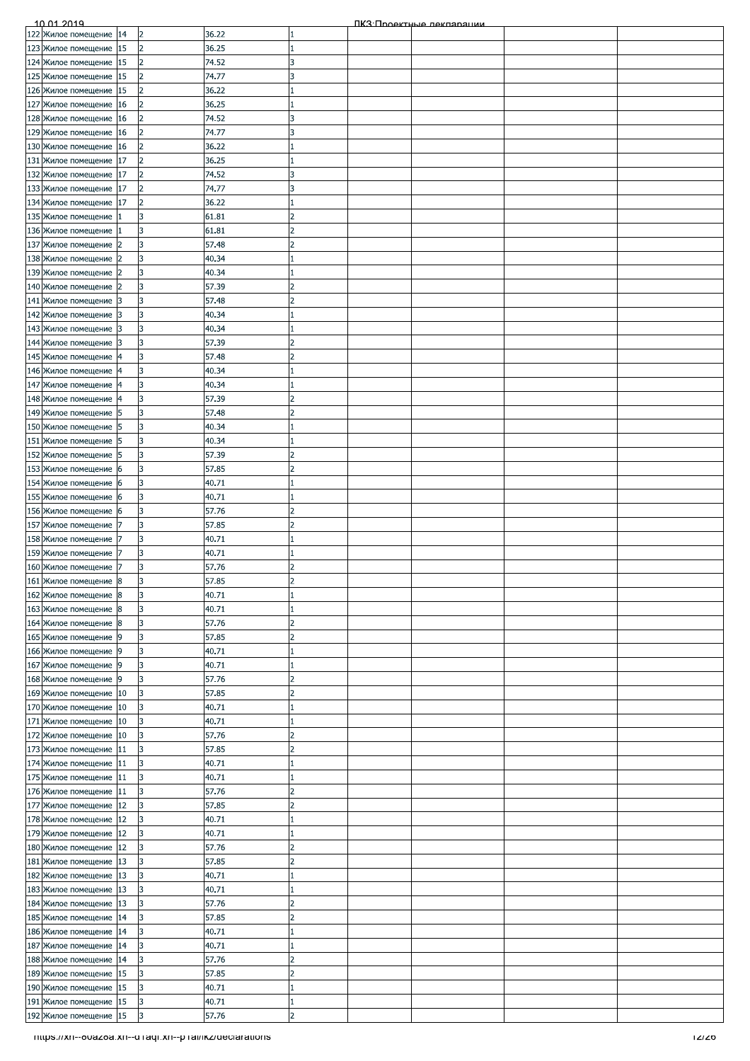| | | | | | | | | | |
|---|---|---|---|---|---|---|---|---|---|
| 122 | Жилое помещение | 14 | 2 | 36.22 | 1 | | | | |
| 123 | Жилое помещение | 15 | 2 | 36.25 | 1 | | | | |
| 124 | Жилое помещение | 15 | 2 | 74.52 | 3 | | | | |
| 125 | Жилое помещение | 15 | 2 | 74.77 | 3 | | | | |
| 126 | Жилое помещение | 15 | 2 | 36.22 | 1 | | | | |
| 127 | Жилое помещение | 16 | 2 | 36.25 | 1 | | | | |
| 128 | Жилое помещение | 16 | 2 | 74.52 | 3 | | | | |
| 129 | Жилое помещение | 16 | 2 | 74.77 | 3 | | | | |
| 130 | Жилое помещение | 16 | 2 | 36.22 | 1 | | | | |
| 131 | Жилое помещение | 17 | 2 | 36.25 | 1 | | | | |
| 132 | Жилое помещение | 17 | 2 | 74.52 | 3 | | | | |
| 133 | Жилое помещение | 17 | 2 | 74.77 | 3 | | | | |
| 134 | Жилое помещение | 17 | 2 | 36.22 | 1 | | | | |
| 135 | Жилое помещение | 1 | 3 | 61.81 | 2 | | | | |
| 136 | Жилое помещение | 1 | 3 | 61.81 | 2 | | | | |
| 137 | Жилое помещение | 2 | 3 | 57.48 | 2 | | | | |
| 138 | Жилое помещение | 2 | 3 | 40.34 | 1 | | | | |
| 139 | Жилое помещение | 2 | 3 | 40.34 | 1 | | | | |
| 140 | Жилое помещение | 2 | 3 | 57.39 | 2 | | | | |
| 141 | Жилое помещение | 3 | 3 | 57.48 | 2 | | | | |
| 142 | Жилое помещение | 3 | 3 | 40.34 | 1 | | | | |
| 143 | Жилое помещение | 3 | 3 | 40.34 | 1 | | | | |
| 144 | Жилое помещение | 3 | 3 | 57.39 | 2 | | | | |
| 145 | Жилое помещение | 4 | 3 | 57.48 | 2 | | | | |
| 146 | Жилое помещение | 4 | 3 | 40.34 | 1 | | | | |
| 147 | Жилое помещение | 4 | 3 | 40.34 | 1 | | | | |
| 148 | Жилое помещение | 4 | 3 | 57.39 | 2 | | | | |
| 149 | Жилое помещение | 5 | 3 | 57.48 | 2 | | | | |
| 150 | Жилое помещение | 5 | 3 | 40.34 | 1 | | | | |
| 151 | Жилое помещение | 5 | 3 | 40.34 | 1 | | | | |
| 152 | Жилое помещение | 5 | 3 | 57.39 | 2 | | | | |
| 153 | Жилое помещение | 6 | 3 | 57.85 | 2 | | | | |
| 154 | Жилое помещение | 6 | 3 | 40.71 | 1 | | | | |
| 155 | Жилое помещение | 6 | 3 | 40.71 | 1 | | | | |
| 156 | Жилое помещение | 6 | 3 | 57.76 | 2 | | | | |
| 157 | Жилое помещение | 7 | 3 | 57.85 | 2 | | | | |
| 158 | Жилое помещение | 7 | 3 | 40.71 | 1 | | | | |
| 159 | Жилое помещение | 7 | 3 | 40.71 | 1 | | | | |
| 160 | Жилое помещение | 7 | 3 | 57.76 | 2 | | | | |
| 161 | Жилое помещение | 8 | 3 | 57.85 | 2 | | | | |
| 162 | Жилое помещение | 8 | 3 | 40.71 | 1 | | | | |
| 163 | Жилое помещение | 8 | 3 | 40.71 | 1 | | | | |
| 164 | Жилое помещение | 8 | 3 | 57.76 | 2 | | | | |
| 165 | Жилое помещение | 9 | 3 | 57.85 | 2 | | | | |
| 166 | Жилое помещение | 9 | 3 | 40.71 | 1 | | | | |
| 167 | Жилое помещение | 9 | 3 | 40.71 | 1 | | | | |
| 168 | Жилое помещение | 9 | 3 | 57.76 | 2 | | | | |
| 169 | Жилое помещение | 10 | 3 | 57.85 | 2 | | | | |
| 170 | Жилое помещение | 10 | 3 | 40.71 | 1 | | | | |
| 171 | Жилое помещение | 10 | 3 | 40.71 | 1 | | | | |
| 172 | Жилое помещение | 10 | 3 | 57.76 | 2 | | | | |
| 173 | Жилое помещение | 11 | 3 | 57.85 | 2 | | | | |
| 174 | Жилое помещение | 11 | 3 | 40.71 | 1 | | | | |
| 175 | Жилое помещение | 11 | 3 | 40.71 | 1 | | | | |
| 176 | Жилое помещение | 11 | 3 | 57.76 | 2 | | | | |
| 177 | Жилое помещение | 12 | 3 | 57.85 | 2 | | | | |
| 178 | Жилое помещение | 12 | 3 | 40.71 | 1 | | | | |
| 179 | Жилое помещение | 12 | 3 | 40.71 | 1 | | | | |
| 180 | Жилое помещение | 12 | 3 | 57.76 | 2 | | | | |
| 181 | Жилое помещение | 13 | 3 | 57.85 | 2 | | | | |
| 182 | Жилое помещение | 13 | 3 | 40.71 | 1 | | | | |
| 183 | Жилое помещение | 13 | 3 | 40.71 | 1 | | | | |
| 184 | Жилое помещение | 13 | 3 | 57.76 | 2 | | | | |
| 185 | Жилое помещение | 14 | 3 | 57.85 | 2 | | | | |
| 186 | Жилое помещение | 14 | 3 | 40.71 | 1 | | | | |
| 187 | Жилое помещение | 14 | 3 | 40.71 | 1 | | | | |
| 188 | Жилое помещение | 14 | 3 | 57.76 | 2 | | | | |
| 189 | Жилое помещение | 15 | 3 | 57.85 | 2 | | | | |
| 190 | Жилое помещение | 15 | 3 | 40.71 | 1 | | | | |
| 191 | Жилое помещение | 15 | 3 | 40.71 | 1 | | | | |
| 192 | Жилое помещение | 15 | 3 | 57.76 | 2 | | | | |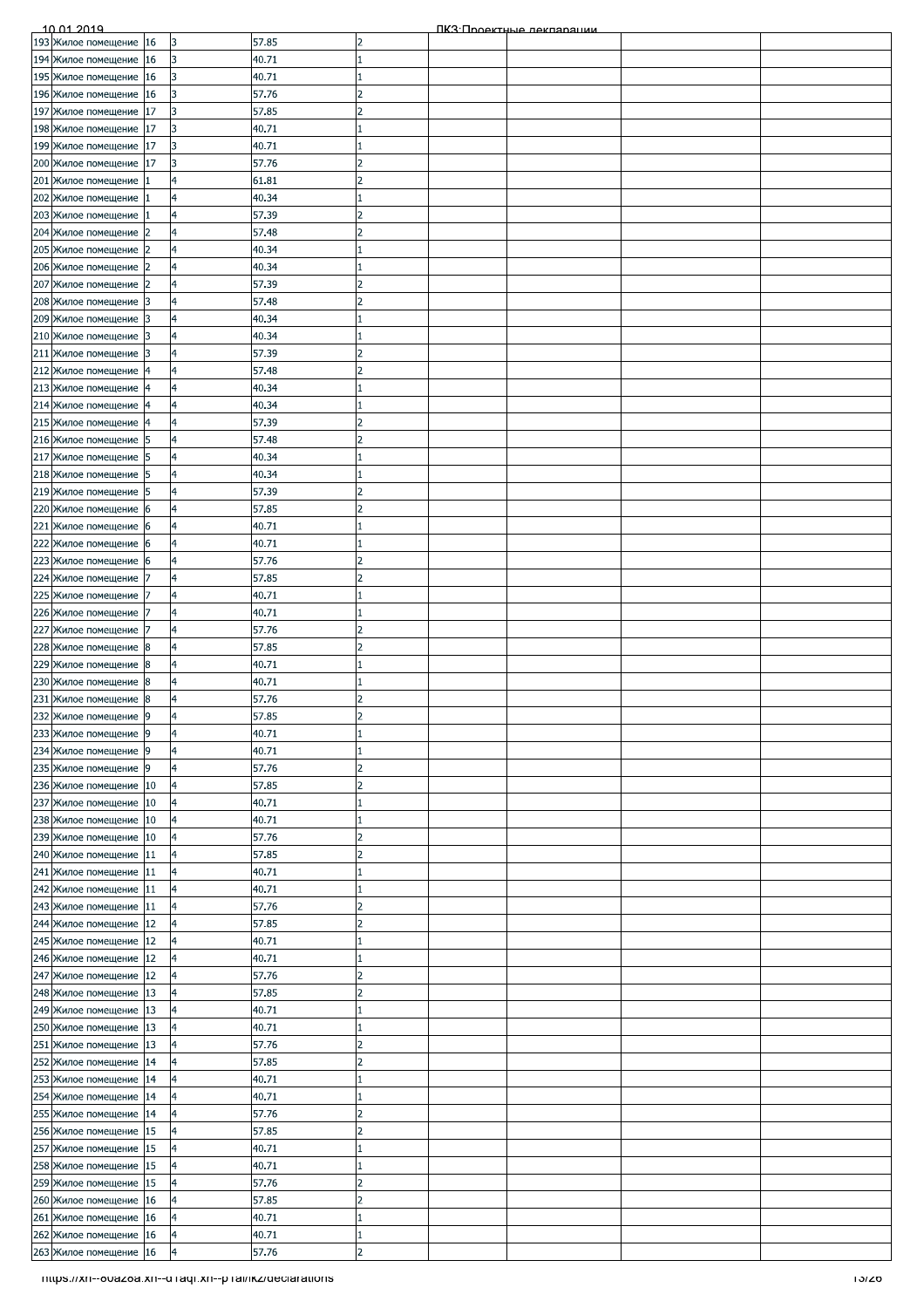| | | | | | | | | | |
|---|---|---|---|---|---|---|---|---|---|
| 193 | Жилое помещение | 16 | 3 | 57.85 | 2 | | | | |
| 194 | Жилое помещение | 16 | 3 | 40.71 | 1 | | | | |
| 195 | Жилое помещение | 16 | 3 | 40.71 | 1 | | | | |
| 196 | Жилое помещение | 16 | 3 | 57.76 | 2 | | | | |
| 197 | Жилое помещение | 17 | 3 | 57.85 | 2 | | | | |
| 198 | Жилое помещение | 17 | 3 | 40.71 | 1 | | | | |
| 199 | Жилое помещение | 17 | 3 | 40.71 | 1 | | | | |
| 200 | Жилое помещение | 17 | 3 | 57.76 | 2 | | | | |
| 201 | Жилое помещение | 1 | 4 | 61.81 | 2 | | | | |
| 202 | Жилое помещение | 1 | 4 | 40.34 | 1 | | | | |
| 203 | Жилое помещение | 1 | 4 | 57.39 | 2 | | | | |
| 204 | Жилое помещение | 2 | 4 | 57.48 | 2 | | | | |
| 205 | Жилое помещение | 2 | 4 | 40.34 | 1 | | | | |
| 206 | Жилое помещение | 2 | 4 | 40.34 | 1 | | | | |
| 207 | Жилое помещение | 2 | 4 | 57.39 | 2 | | | | |
| 208 | Жилое помещение | 3 | 4 | 57.48 | 2 | | | | |
| 209 | Жилое помещение | 3 | 4 | 40.34 | 1 | | | | |
| 210 | Жилое помещение | 3 | 4 | 40.34 | 1 | | | | |
| 211 | Жилое помещение | 3 | 4 | 57.39 | 2 | | | | |
| 212 | Жилое помещение | 4 | 4 | 57.48 | 2 | | | | |
| 213 | Жилое помещение | 4 | 4 | 40.34 | 1 | | | | |
| 214 | Жилое помещение | 4 | 4 | 40.34 | 1 | | | | |
| 215 | Жилое помещение | 4 | 4 | 57.39 | 2 | | | | |
| 216 | Жилое помещение | 5 | 4 | 57.48 | 2 | | | | |
| 217 | Жилое помещение | 5 | 4 | 40.34 | 1 | | | | |
| 218 | Жилое помещение | 5 | 4 | 40.34 | 1 | | | | |
| 219 | Жилое помещение | 5 | 4 | 57.39 | 2 | | | | |
| 220 | Жилое помещение | 6 | 4 | 57.85 | 2 | | | | |
| 221 | Жилое помещение | 6 | 4 | 40.71 | 1 | | | | |
| 222 | Жилое помещение | 6 | 4 | 40.71 | 1 | | | | |
| 223 | Жилое помещение | 6 | 4 | 57.76 | 2 | | | | |
| 224 | Жилое помещение | 7 | 4 | 57.85 | 2 | | | | |
| 225 | Жилое помещение | 7 | 4 | 40.71 | 1 | | | | |
| 226 | Жилое помещение | 7 | 4 | 40.71 | 1 | | | | |
| 227 | Жилое помещение | 7 | 4 | 57.76 | 2 | | | | |
| 228 | Жилое помещение | 8 | 4 | 57.85 | 2 | | | | |
| 229 | Жилое помещение | 8 | 4 | 40.71 | 1 | | | | |
| 230 | Жилое помещение | 8 | 4 | 40.71 | 1 | | | | |
| 231 | Жилое помещение | 8 | 4 | 57.76 | 2 | | | | |
| 232 | Жилое помещение | 9 | 4 | 57.85 | 2 | | | | |
| 233 | Жилое помещение | 9 | 4 | 40.71 | 1 | | | | |
| 234 | Жилое помещение | 9 | 4 | 40.71 | 1 | | | | |
| 235 | Жилое помещение | 9 | 4 | 57.76 | 2 | | | | |
| 236 | Жилое помещение | 10 | 4 | 57.85 | 2 | | | | |
| 237 | Жилое помещение | 10 | 4 | 40.71 | 1 | | | | |
| 238 | Жилое помещение | 10 | 4 | 40.71 | 1 | | | | |
| 239 | Жилое помещение | 10 | 4 | 57.76 | 2 | | | | |
| 240 | Жилое помещение | 11 | 4 | 57.85 | 2 | | | | |
| 241 | Жилое помещение | 11 | 4 | 40.71 | 1 | | | | |
| 242 | Жилое помещение | 11 | 4 | 40.71 | 1 | | | | |
| 243 | Жилое помещение | 11 | 4 | 57.76 | 2 | | | | |
| 244 | Жилое помещение | 12 | 4 | 57.85 | 2 | | | | |
| 245 | Жилое помещение | 12 | 4 | 40.71 | 1 | | | | |
| 246 | Жилое помещение | 12 | 4 | 40.71 | 1 | | | | |
| 247 | Жилое помещение | 12 | 4 | 57.76 | 2 | | | | |
| 248 | Жилое помещение | 13 | 4 | 57.85 | 2 | | | | |
| 249 | Жилое помещение | 13 | 4 | 40.71 | 1 | | | | |
| 250 | Жилое помещение | 13 | 4 | 40.71 | 1 | | | | |
| 251 | Жилое помещение | 13 | 4 | 57.76 | 2 | | | | |
| 252 | Жилое помещение | 14 | 4 | 57.85 | 2 | | | | |
| 253 | Жилое помещение | 14 | 4 | 40.71 | 1 | | | | |
| 254 | Жилое помещение | 14 | 4 | 40.71 | 1 | | | | |
| 255 | Жилое помещение | 14 | 4 | 57.76 | 2 | | | | |
| 256 | Жилое помещение | 15 | 4 | 57.85 | 2 | | | | |
| 257 | Жилое помещение | 15 | 4 | 40.71 | 1 | | | | |
| 258 | Жилое помещение | 15 | 4 | 40.71 | 1 | | | | |
| 259 | Жилое помещение | 15 | 4 | 57.76 | 2 | | | | |
| 260 | Жилое помещение | 16 | 4 | 57.85 | 2 | | | | |
| 261 | Жилое помещение | 16 | 4 | 40.71 | 1 | | | | |
| 262 | Жилое помещение | 16 | 4 | 40.71 | 1 | | | | |
| 263 | Жилое помещение | 16 | 4 | 57.76 | 2 | | | | |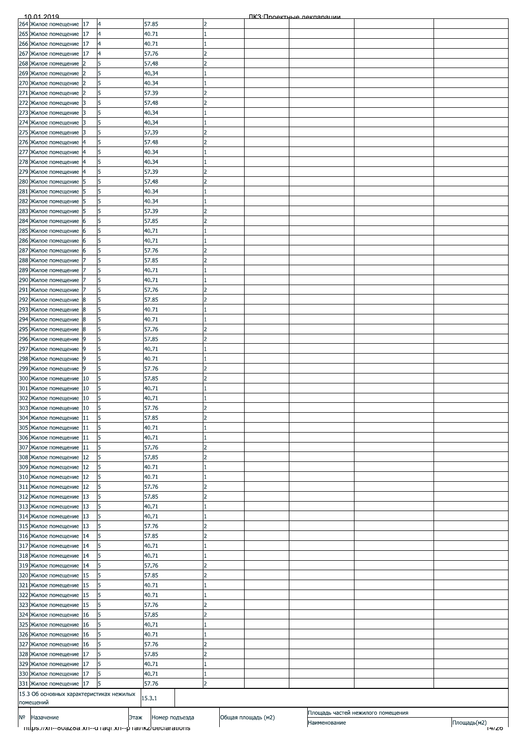| | | | | | | | | | | |
|---|---|---|---|---|---|---|---|---|---|---|
| 264 | Жилое помещение | 17 | 4 | 57.85 | 2 | | | | | |
| 265 | Жилое помещение | 17 | 4 | 40.71 | 1 | | | | | |
| 266 | Жилое помещение | 17 | 4 | 40.71 | 1 | | | | | |
| 267 | Жилое помещение | 17 | 4 | 57.76 | 2 | | | | | |
| 268 | Жилое помещение | 2 | 5 | 57.48 | 2 | | | | | |
| 269 | Жилое помещение | 2 | 5 | 40.34 | 1 | | | | | |
| 270 | Жилое помещение | 2 | 5 | 40.34 | 1 | | | | | |
| 271 | Жилое помещение | 2 | 5 | 57.39 | 2 | | | | | |
| 272 | Жилое помещение | 3 | 5 | 57.48 | 2 | | | | | |
| 273 | Жилое помещение | 3 | 5 | 40.34 | 1 | | | | | |
| 274 | Жилое помещение | 3 | 5 | 40.34 | 1 | | | | | |
| 275 | Жилое помещение | 3 | 5 | 57.39 | 2 | | | | | |
| 276 | Жилое помещение | 4 | 5 | 57.48 | 2 | | | | | |
| 277 | Жилое помещение | 4 | 5 | 40.34 | 1 | | | | | |
| 278 | Жилое помещение | 4 | 5 | 40.34 | 1 | | | | | |
| 279 | Жилое помещение | 4 | 5 | 57.39 | 2 | | | | | |
| 280 | Жилое помещение | 5 | 5 | 57.48 | 2 | | | | | |
| 281 | Жилое помещение | 5 | 5 | 40.34 | 1 | | | | | |
| 282 | Жилое помещение | 5 | 5 | 40.34 | 1 | | | | | |
| 283 | Жилое помещение | 5 | 5 | 57.39 | 2 | | | | | |
| 284 | Жилое помещение | 6 | 5 | 57.85 | 2 | | | | | |
| 285 | Жилое помещение | 6 | 5 | 40.71 | 1 | | | | | |
| 286 | Жилое помещение | 6 | 5 | 40.71 | 1 | | | | | |
| 287 | Жилое помещение | 6 | 5 | 57.76 | 2 | | | | | |
| 288 | Жилое помещение | 7 | 5 | 57.85 | 2 | | | | | |
| 289 | Жилое помещение | 7 | 5 | 40.71 | 1 | | | | | |
| 290 | Жилое помещение | 7 | 5 | 40.71 | 1 | | | | | |
| 291 | Жилое помещение | 7 | 5 | 57.76 | 2 | | | | | |
| 292 | Жилое помещение | 8 | 5 | 57.85 | 2 | | | | | |
| 293 | Жилое помещение | 8 | 5 | 40.71 | 1 | | | | | |
| 294 | Жилое помещение | 8 | 5 | 40.71 | 1 | | | | | |
| 295 | Жилое помещение | 8 | 5 | 57.76 | 2 | | | | | |
| 296 | Жилое помещение | 9 | 5 | 57.85 | 2 | | | | | |
| 297 | Жилое помещение | 9 | 5 | 40.71 | 1 | | | | | |
| 298 | Жилое помещение | 9 | 5 | 40.71 | 1 | | | | | |
| 299 | Жилое помещение | 9 | 5 | 57.76 | 2 | | | | | |
| 300 | Жилое помещение | 10 | 5 | 57.85 | 2 | | | | | |
| 301 | Жилое помещение | 10 | 5 | 40.71 | 1 | | | | | |
| 302 | Жилое помещение | 10 | 5 | 40.71 | 1 | | | | | |
| 303 | Жилое помещение | 10 | 5 | 57.76 | 2 | | | | | |
| 304 | Жилое помещение | 11 | 5 | 57.85 | 2 | | | | | |
| 305 | Жилое помещение | 11 | 5 | 40.71 | 1 | | | | | |
| 306 | Жилое помещение | 11 | 5 | 40.71 | 1 | | | | | |
| 307 | Жилое помещение | 11 | 5 | 57.76 | 2 | | | | | |
| 308 | Жилое помещение | 12 | 5 | 57.85 | 2 | | | | | |
| 309 | Жилое помещение | 12 | 5 | 40.71 | 1 | | | | | |
| 310 | Жилое помещение | 12 | 5 | 40.71 | 1 | | | | | |
| 311 | Жилое помещение | 12 | 5 | 57.76 | 2 | | | | | |
| 312 | Жилое помещение | 13 | 5 | 57.85 | 2 | | | | | |
| 313 | Жилое помещение | 13 | 5 | 40.71 | 1 | | | | | |
| 314 | Жилое помещение | 13 | 5 | 40.71 | 1 | | | | | |
| 315 | Жилое помещение | 13 | 5 | 57.76 | 2 | | | | | |
| 316 | Жилое помещение | 14 | 5 | 57.85 | 2 | | | | | |
| 317 | Жилое помещение | 14 | 5 | 40.71 | 1 | | | | | |
| 318 | Жилое помещение | 14 | 5 | 40.71 | 1 | | | | | |
| 319 | Жилое помещение | 14 | 5 | 57.76 | 2 | | | | | |
| 320 | Жилое помещение | 15 | 5 | 57.85 | 2 | | | | | |
| 321 | Жилое помещение | 15 | 5 | 40.71 | 1 | | | | | |
| 322 | Жилое помещение | 15 | 5 | 40.71 | 1 | | | | | |
| 323 | Жилое помещение | 15 | 5 | 57.76 | 2 | | | | | |
| 324 | Жилое помещение | 16 | 5 | 57.85 | 2 | | | | | |
| 325 | Жилое помещение | 16 | 5 | 40.71 | 1 | | | | | |
| 326 | Жилое помещение | 16 | 5 | 40.71 | 1 | | | | | |
| 327 | Жилое помещение | 16 | 5 | 57.76 | 2 | | | | | |
| 328 | Жилое помещение | 17 | 5 | 57.85 | 2 | | | | | |
| 329 | Жилое помещение | 17 | 5 | 40.71 | 1 | | | | | |
| 330 | Жилое помещение | 17 | 5 | 40.71 | 1 | | | | | |
| 331 | Жилое помещение | 17 | 5 | 57.76 | 2 | | | | | |

| 15.3 Об основных характеристиках нежилых помещений | 15.3.1 | | | | |
|---|---|---|---|---|---|
| № | Назачение | Этаж | Номер подъезда | Общая площадь (м2) | Площадь частей нежилого помещения |
| | | | | | Наименование | Площадь(м2) |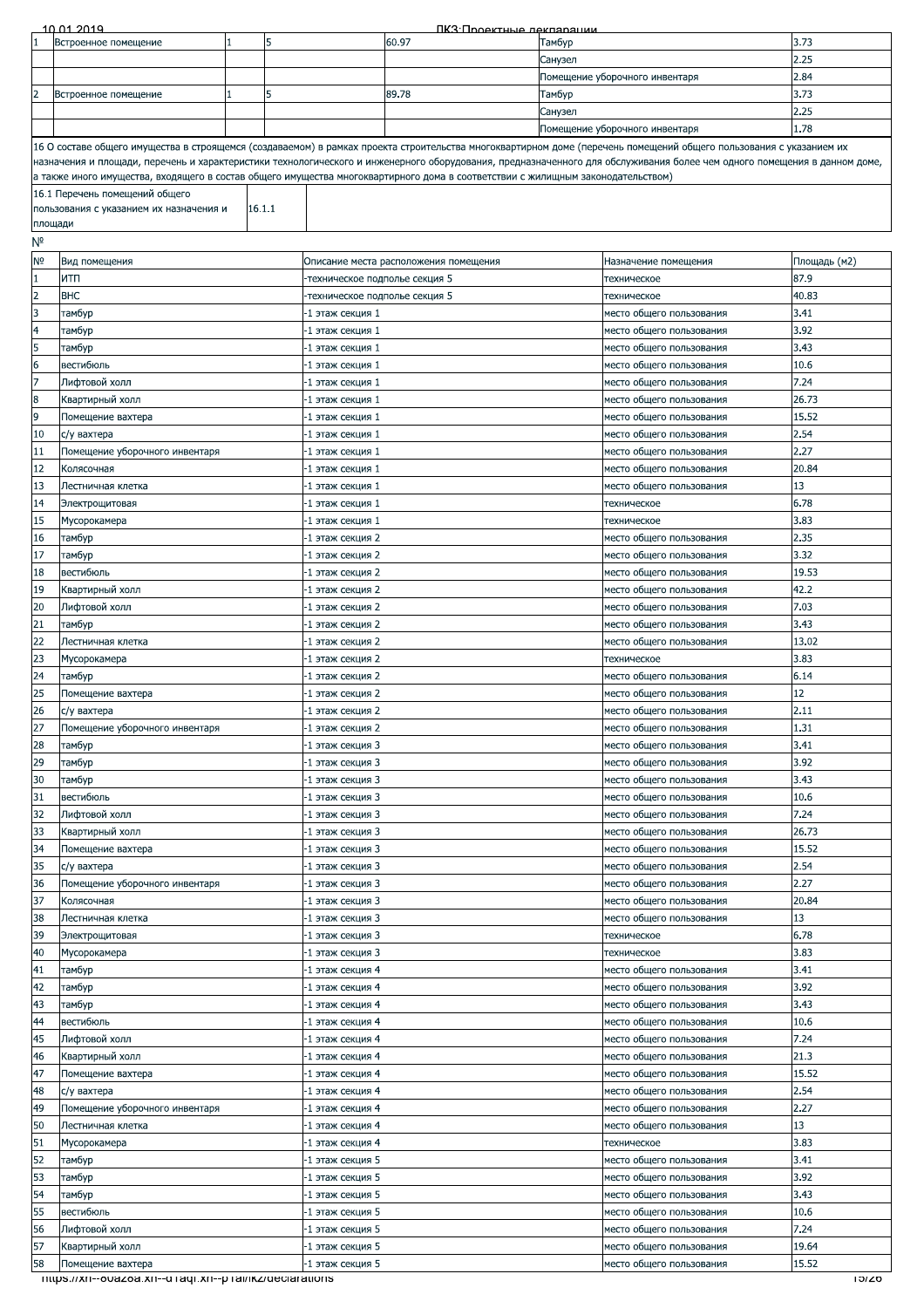| 1 | Встроенное помещение | 1 | 5 | 60.97 | Тамбур | 3.73 |
|---|---|---|---|---|---|---|
| | | | | | Санузел | 2.25 |
| | | | | | Помещение уборочного инвентаря | 2.84 |
| 2 | Встроенное помещение | 1 | 5 | 89.78 | Тамбур | 3.73 |
| | | | | | Санузел | 2.25 |
| | | | | | Помещение уборочного инвентаря | 1.78 |

16 О составе общего имущества в строящемся (создаваемом) в рамках проекта строительства многоквартирном доме (перечень помещений общего пользования с указанием их назначения и площади, перечень и характеристики технологического и инженерного оборудования, предназначенного для обслуживания более чем одного помещения в данном доме, а также иного имущества, входящего в состав общего имущества многоквартирного дома в соответствии с жилищным законодательством)

| 16.1 Перечень помещений общего пользования с указанием их назначения и площади | 16.1.1 | |
|---|---|---|

№

| № | Вид помещения | Описание места расположения помещения | Назначение помещения | Площадь (м2) |
|---|---|---|---|---|
| 1 | ИТП | -техническое подполье секция 5 | техническое | 87.9 |
| 2 | ВНС | -техническое подполье секция 5 | техническое | 40.83 |
| 3 | тамбур | -1 этаж секция 1 | место общего пользования | 3.41 |
| 4 | тамбур | -1 этаж секция 1 | место общего пользования | 3.92 |
| 5 | тамбур | -1 этаж секция 1 | место общего пользования | 3.43 |
| 6 | вестибюль | -1 этаж секция 1 | место общего пользования | 10.6 |
| 7 | Лифтовой холл | -1 этаж секция 1 | место общего пользования | 7.24 |
| 8 | Квартирный холл | -1 этаж секция 1 | место общего пользования | 26.73 |
| 9 | Помещение вахтера | -1 этаж секция 1 | место общего пользования | 15.52 |
| 10 | с/у вахтера | -1 этаж секция 1 | место общего пользования | 2.54 |
| 11 | Помещение уборочного инвентаря | -1 этаж секция 1 | место общего пользования | 2.27 |
| 12 | Колясочная | -1 этаж секция 1 | место общего пользования | 20.84 |
| 13 | Лестничная клетка | -1 этаж секция 1 | место общего пользования | 13 |
| 14 | Электрощитовая | -1 этаж секция 1 | техническое | 6.78 |
| 15 | Мусорокамера | -1 этаж секция 1 | техническое | 3.83 |
| 16 | тамбур | -1 этаж секция 2 | место общего пользования | 2.35 |
| 17 | тамбур | -1 этаж секция 2 | место общего пользования | 3.32 |
| 18 | вестибюль | -1 этаж секция 2 | место общего пользования | 19.53 |
| 19 | Квартирный холл | -1 этаж секция 2 | место общего пользования | 42.2 |
| 20 | Лифтовой холл | -1 этаж секция 2 | место общего пользования | 7.03 |
| 21 | тамбур | -1 этаж секция 2 | место общего пользования | 3.43 |
| 22 | Лестничная клетка | -1 этаж секция 2 | место общего пользования | 13.02 |
| 23 | Мусорокамера | -1 этаж секция 2 | техническое | 3.83 |
| 24 | тамбур | -1 этаж секция 2 | место общего пользования | 6.14 |
| 25 | Помещение вахтера | -1 этаж секция 2 | место общего пользования | 12 |
| 26 | с/у вахтера | -1 этаж секция 2 | место общего пользования | 2.11 |
| 27 | Помещение уборочного инвентаря | -1 этаж секция 2 | место общего пользования | 1.31 |
| 28 | тамбур | -1 этаж секция 3 | место общего пользования | 3.41 |
| 29 | тамбур | -1 этаж секция 3 | место общего пользования | 3.92 |
| 30 | тамбур | -1 этаж секция 3 | место общего пользования | 3.43 |
| 31 | вестибюль | -1 этаж секция 3 | место общего пользования | 10.6 |
| 32 | Лифтовой холл | -1 этаж секция 3 | место общего пользования | 7.24 |
| 33 | Квартирный холл | -1 этаж секция 3 | место общего пользования | 26.73 |
| 34 | Помещение вахтера | -1 этаж секция 3 | место общего пользования | 15.52 |
| 35 | с/у вахтера | -1 этаж секция 3 | место общего пользования | 2.54 |
| 36 | Помещение уборочного инвентаря | -1 этаж секция 3 | место общего пользования | 2.27 |
| 37 | Колясочная | -1 этаж секция 3 | место общего пользования | 20.84 |
| 38 | Лестничная клетка | -1 этаж секция 3 | место общего пользования | 13 |
| 39 | Электрощитовая | -1 этаж секция 3 | техническое | 6.78 |
| 40 | Мусорокамера | -1 этаж секция 3 | техническое | 3.83 |
| 41 | тамбур | -1 этаж секция 4 | место общего пользования | 3.41 |
| 42 | тамбур | -1 этаж секция 4 | место общего пользования | 3.92 |
| 43 | тамбур | -1 этаж секция 4 | место общего пользования | 3.43 |
| 44 | вестибюль | -1 этаж секция 4 | место общего пользования | 10.6 |
| 45 | Лифтовой холл | -1 этаж секция 4 | место общего пользования | 7.24 |
| 46 | Квартирный холл | -1 этаж секция 4 | место общего пользования | 21.3 |
| 47 | Помещение вахтера | -1 этаж секция 4 | место общего пользования | 15.52 |
| 48 | с/у вахтера | -1 этаж секция 4 | место общего пользования | 2.54 |
| 49 | Помещение уборочного инвентаря | -1 этаж секция 4 | место общего пользования | 2.27 |
| 50 | Лестничная клетка | -1 этаж секция 4 | место общего пользования | 13 |
| 51 | Мусорокамера | -1 этаж секция 4 | техническое | 3.83 |
| 52 | тамбур | -1 этаж секция 5 | место общего пользования | 3.41 |
| 53 | тамбур | -1 этаж секция 5 | место общего пользования | 3.92 |
| 54 | тамбур | -1 этаж секция 5 | место общего пользования | 3.43 |
| 55 | вестибюль | -1 этаж секция 5 | место общего пользования | 10.6 |
| 56 | Лифтовой холл | -1 этаж секция 5 | место общего пользования | 7.24 |
| 57 | Квартирный холл | -1 этаж секция 5 | место общего пользования | 19.64 |
| 58 | Помещение вахтера | -1 этаж секция 5 | место общего пользования | 15.52 |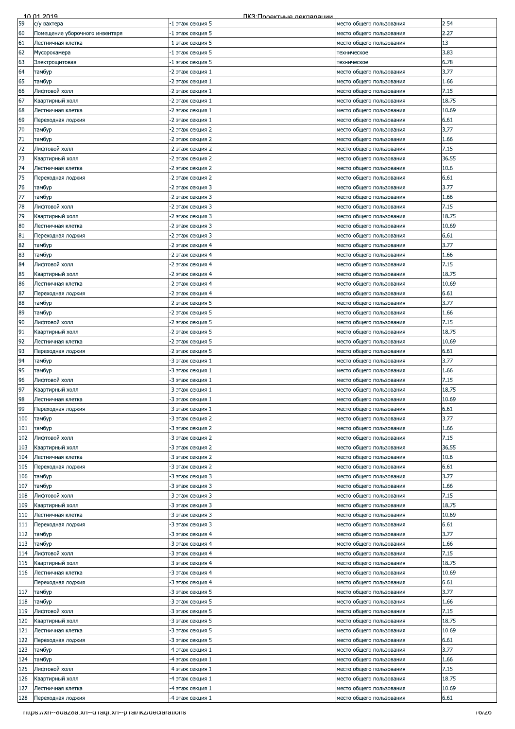| 59 | с/у вахтера | -1 этаж секция 5 | место общего пользования | 2.54 |
|---|---|---|---|---|
| 60 | Помещение уборочного инвентаря | -1 этаж секция 5 | место общего пользования | 2.27 |
| 61 | Лестничная клетка | -1 этаж секция 5 | место общего пользования | 13 |
| 62 | Мусорокамера | -1 этаж секция 5 | техническое | 3.83 |
| 63 | Электрощитовая | -1 этаж секция 5 | техническое | 6.78 |
| 64 | тамбур | -2 этаж секция 1 | место общего пользования | 3.77 |
| 65 | тамбур | -2 этаж секция 1 | место общего пользования | 1.66 |
| 66 | Лифтовой холл | -2 этаж секция 1 | место общего пользования | 7.15 |
| 67 | Квартирный холл | -2 этаж секция 1 | место общего пользования | 18.75 |
| 68 | Лестничная клетка | -2 этаж секция 1 | место общего пользования | 10.69 |
| 69 | Переходная лоджия | -2 этаж секция 1 | место общего пользования | 6.61 |
| 70 | тамбур | -2 этаж секция 2 | место общего пользования | 3.77 |
| 71 | тамбур | -2 этаж секция 2 | место общего пользования | 1.66 |
| 72 | Лифтовой холл | -2 этаж секция 2 | место общего пользования | 7.15 |
| 73 | Квартирный холл | -2 этаж секция 2 | место общего пользования | 36.55 |
| 74 | Лестничная клетка | -2 этаж секция 2 | место общего пользования | 10.6 |
| 75 | Переходная лоджия | -2 этаж секция 2 | место общего пользования | 6.61 |
| 76 | тамбур | -2 этаж секция 3 | место общего пользования | 3.77 |
| 77 | тамбур | -2 этаж секция 3 | место общего пользования | 1.66 |
| 78 | Лифтовой холл | -2 этаж секция 3 | место общего пользования | 7.15 |
| 79 | Квартирный холл | -2 этаж секция 3 | место общего пользования | 18.75 |
| 80 | Лестничная клетка | -2 этаж секция 3 | место общего пользования | 10.69 |
| 81 | Переходная лоджия | -2 этаж секция 3 | место общего пользования | 6.61 |
| 82 | тамбур | -2 этаж секция 4 | место общего пользования | 3.77 |
| 83 | тамбур | -2 этаж секция 4 | место общего пользования | 1.66 |
| 84 | Лифтовой холл | -2 этаж секция 4 | место общего пользования | 7.15 |
| 85 | Квартирный холл | -2 этаж секция 4 | место общего пользования | 18.75 |
| 86 | Лестничная клетка | -2 этаж секция 4 | место общего пользования | 10.69 |
| 87 | Переходная лоджия | -2 этаж секция 4 | место общего пользования | 6.61 |
| 88 | тамбур | -2 этаж секция 5 | место общего пользования | 3.77 |
| 89 | тамбур | -2 этаж секция 5 | место общего пользования | 1.66 |
| 90 | Лифтовой холл | -2 этаж секция 5 | место общего пользования | 7.15 |
| 91 | Квартирный холл | -2 этаж секция 5 | место общего пользования | 18.75 |
| 92 | Лестничная клетка | -2 этаж секция 5 | место общего пользования | 10.69 |
| 93 | Переходная лоджия | -2 этаж секция 5 | место общего пользования | 6.61 |
| 94 | тамбур | -3 этаж секция 1 | место общего пользования | 3.77 |
| 95 | тамбур | -3 этаж секция 1 | место общего пользования | 1.66 |
| 96 | Лифтовой холл | -3 этаж секция 1 | место общего пользования | 7.15 |
| 97 | Квартирный холл | -3 этаж секция 1 | место общего пользования | 18.75 |
| 98 | Лестничная клетка | -3 этаж секция 1 | место общего пользования | 10.69 |
| 99 | Переходная лоджия | -3 этаж секция 1 | место общего пользования | 6.61 |
| 100 | тамбур | -3 этаж секция 2 | место общего пользования | 3.77 |
| 101 | тамбур | -3 этаж секция 2 | место общего пользования | 1.66 |
| 102 | Лифтовой холл | -3 этаж секция 2 | место общего пользования | 7.15 |
| 103 | Квартирный холл | -3 этаж секция 2 | место общего пользования | 36.55 |
| 104 | Лестничная клетка | -3 этаж секция 2 | место общего пользования | 10.6 |
| 105 | Переходная лоджия | -3 этаж секция 2 | место общего пользования | 6.61 |
| 106 | тамбур | -3 этаж секция 3 | место общего пользования | 3.77 |
| 107 | тамбур | -3 этаж секция 3 | место общего пользования | 1.66 |
| 108 | Лифтовой холл | -3 этаж секция 3 | место общего пользования | 7.15 |
| 109 | Квартирный холл | -3 этаж секция 3 | место общего пользования | 18.75 |
| 110 | Лестничная клетка | -3 этаж секция 3 | место общего пользования | 10.69 |
| 111 | Переходная лоджия | -3 этаж секция 3 | место общего пользования | 6.61 |
| 112 | тамбур | -3 этаж секция 4 | место общего пользования | 3.77 |
| 113 | тамбур | -3 этаж секция 4 | место общего пользования | 1.66 |
| 114 | Лифтовой холл | -3 этаж секция 4 | место общего пользования | 7.15 |
| 115 | Квартирный холл | -3 этаж секция 4 | место общего пользования | 18.75 |
| 116 | Лестничная клетка | -3 этаж секция 4 | место общего пользования | 10.69 |
|  | Переходная лоджия | -3 этаж секция 4 | место общего пользования | 6.61 |
| 117 | тамбур | -3 этаж секция 5 | место общего пользования | 3.77 |
| 118 | тамбур | -3 этаж секция 5 | место общего пользования | 1.66 |
| 119 | Лифтовой холл | -3 этаж секция 5 | место общего пользования | 7.15 |
| 120 | Квартирный холл | -3 этаж секция 5 | место общего пользования | 18.75 |
| 121 | Лестничная клетка | -3 этаж секция 5 | место общего пользования | 10.69 |
| 122 | Переходная лоджия | -3 этаж секция 5 | место общего пользования | 6.61 |
| 123 | тамбур | -4 этаж секция 1 | место общего пользования | 3.77 |
| 124 | тамбур | -4 этаж секция 1 | место общего пользования | 1.66 |
| 125 | Лифтовой холл | -4 этаж секция 1 | место общего пользования | 7.15 |
| 126 | Квартирный холл | -4 этаж секция 1 | место общего пользования | 18.75 |
| 127 | Лестничная клетка | -4 этаж секция 1 | место общего пользования | 10.69 |
| 128 | Переходная лоджия | -4 этаж секция 1 | место общего пользования | 6.61 |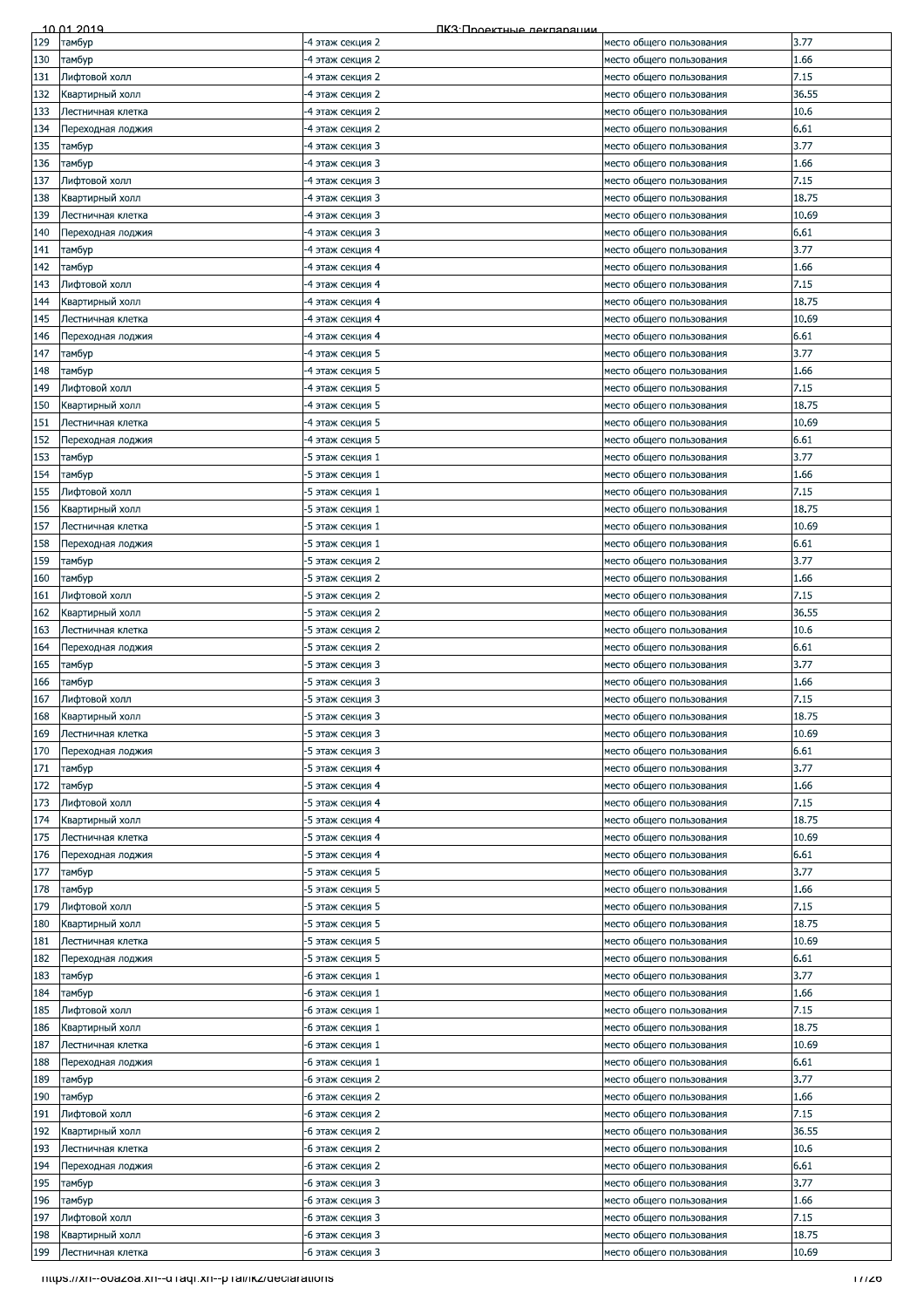| 129 | тамбур | -4 этаж секция 2 | место общего пользования | 3.77 |
|---|---|---|---|---|
| 130 | тамбур | -4 этаж секция 2 | место общего пользования | 1.66 |
| 131 | Лифтовой холл | -4 этаж секция 2 | место общего пользования | 7.15 |
| 132 | Квартирный холл | -4 этаж секция 2 | место общего пользования | 36.55 |
| 133 | Лестничная клетка | -4 этаж секция 2 | место общего пользования | 10.6 |
| 134 | Переходная лоджия | -4 этаж секция 2 | место общего пользования | 6.61 |
| 135 | тамбур | -4 этаж секция 3 | место общего пользования | 3.77 |
| 136 | тамбур | -4 этаж секция 3 | место общего пользования | 1.66 |
| 137 | Лифтовой холл | -4 этаж секция 3 | место общего пользования | 7.15 |
| 138 | Квартирный холл | -4 этаж секция 3 | место общего пользования | 18.75 |
| 139 | Лестничная клетка | -4 этаж секция 3 | место общего пользования | 10.69 |
| 140 | Переходная лоджия | -4 этаж секция 3 | место общего пользования | 6.61 |
| 141 | тамбур | -4 этаж секция 4 | место общего пользования | 3.77 |
| 142 | тамбур | -4 этаж секция 4 | место общего пользования | 1.66 |
| 143 | Лифтовой холл | -4 этаж секция 4 | место общего пользования | 7.15 |
| 144 | Квартирный холл | -4 этаж секция 4 | место общего пользования | 18.75 |
| 145 | Лестничная клетка | -4 этаж секция 4 | место общего пользования | 10.69 |
| 146 | Переходная лоджия | -4 этаж секция 4 | место общего пользования | 6.61 |
| 147 | тамбур | -4 этаж секция 5 | место общего пользования | 3.77 |
| 148 | тамбур | -4 этаж секция 5 | место общего пользования | 1.66 |
| 149 | Лифтовой холл | -4 этаж секция 5 | место общего пользования | 7.15 |
| 150 | Квартирный холл | -4 этаж секция 5 | место общего пользования | 18.75 |
| 151 | Лестничная клетка | -4 этаж секция 5 | место общего пользования | 10.69 |
| 152 | Переходная лоджия | -4 этаж секция 5 | место общего пользования | 6.61 |
| 153 | тамбур | -5 этаж секция 1 | место общего пользования | 3.77 |
| 154 | тамбур | -5 этаж секция 1 | место общего пользования | 1.66 |
| 155 | Лифтовой холл | -5 этаж секция 1 | место общего пользования | 7.15 |
| 156 | Квартирный холл | -5 этаж секция 1 | место общего пользования | 18.75 |
| 157 | Лестничная клетка | -5 этаж секция 1 | место общего пользования | 10.69 |
| 158 | Переходная лоджия | -5 этаж секция 1 | место общего пользования | 6.61 |
| 159 | тамбур | -5 этаж секция 2 | место общего пользования | 3.77 |
| 160 | тамбур | -5 этаж секция 2 | место общего пользования | 1.66 |
| 161 | Лифтовой холл | -5 этаж секция 2 | место общего пользования | 7.15 |
| 162 | Квартирный холл | -5 этаж секция 2 | место общего пользования | 36.55 |
| 163 | Лестничная клетка | -5 этаж секция 2 | место общего пользования | 10.6 |
| 164 | Переходная лоджия | -5 этаж секция 2 | место общего пользования | 6.61 |
| 165 | тамбур | -5 этаж секция 3 | место общего пользования | 3.77 |
| 166 | тамбур | -5 этаж секция 3 | место общего пользования | 1.66 |
| 167 | Лифтовой холл | -5 этаж секция 3 | место общего пользования | 7.15 |
| 168 | Квартирный холл | -5 этаж секция 3 | место общего пользования | 18.75 |
| 169 | Лестничная клетка | -5 этаж секция 3 | место общего пользования | 10.69 |
| 170 | Переходная лоджия | -5 этаж секция 3 | место общего пользования | 6.61 |
| 171 | тамбур | -5 этаж секция 4 | место общего пользования | 3.77 |
| 172 | тамбур | -5 этаж секция 4 | место общего пользования | 1.66 |
| 173 | Лифтовой холл | -5 этаж секция 4 | место общего пользования | 7.15 |
| 174 | Квартирный холл | -5 этаж секция 4 | место общего пользования | 18.75 |
| 175 | Лестничная клетка | -5 этаж секция 4 | место общего пользования | 10.69 |
| 176 | Переходная лоджия | -5 этаж секция 4 | место общего пользования | 6.61 |
| 177 | тамбур | -5 этаж секция 5 | место общего пользования | 3.77 |
| 178 | тамбур | -5 этаж секция 5 | место общего пользования | 1.66 |
| 179 | Лифтовой холл | -5 этаж секция 5 | место общего пользования | 7.15 |
| 180 | Квартирный холл | -5 этаж секция 5 | место общего пользования | 18.75 |
| 181 | Лестничная клетка | -5 этаж секция 5 | место общего пользования | 10.69 |
| 182 | Переходная лоджия | -5 этаж секция 5 | место общего пользования | 6.61 |
| 183 | тамбур | -6 этаж секция 1 | место общего пользования | 3.77 |
| 184 | тамбур | -6 этаж секция 1 | место общего пользования | 1.66 |
| 185 | Лифтовой холл | -6 этаж секция 1 | место общего пользования | 7.15 |
| 186 | Квартирный холл | -6 этаж секция 1 | место общего пользования | 18.75 |
| 187 | Лестничная клетка | -6 этаж секция 1 | место общего пользования | 10.69 |
| 188 | Переходная лоджия | -6 этаж секция 1 | место общего пользования | 6.61 |
| 189 | тамбур | -6 этаж секция 2 | место общего пользования | 3.77 |
| 190 | тамбур | -6 этаж секция 2 | место общего пользования | 1.66 |
| 191 | Лифтовой холл | -6 этаж секция 2 | место общего пользования | 7.15 |
| 192 | Квартирный холл | -6 этаж секция 2 | место общего пользования | 36.55 |
| 193 | Лестничная клетка | -6 этаж секция 2 | место общего пользования | 10.6 |
| 194 | Переходная лоджия | -6 этаж секция 2 | место общего пользования | 6.61 |
| 195 | тамбур | -6 этаж секция 3 | место общего пользования | 3.77 |
| 196 | тамбур | -6 этаж секция 3 | место общего пользования | 1.66 |
| 197 | Лифтовой холл | -6 этаж секция 3 | место общего пользования | 7.15 |
| 198 | Квартирный холл | -6 этаж секция 3 | место общего пользования | 18.75 |
| 199 | Лестничная клетка | -6 этаж секция 3 | место общего пользования | 10.69 |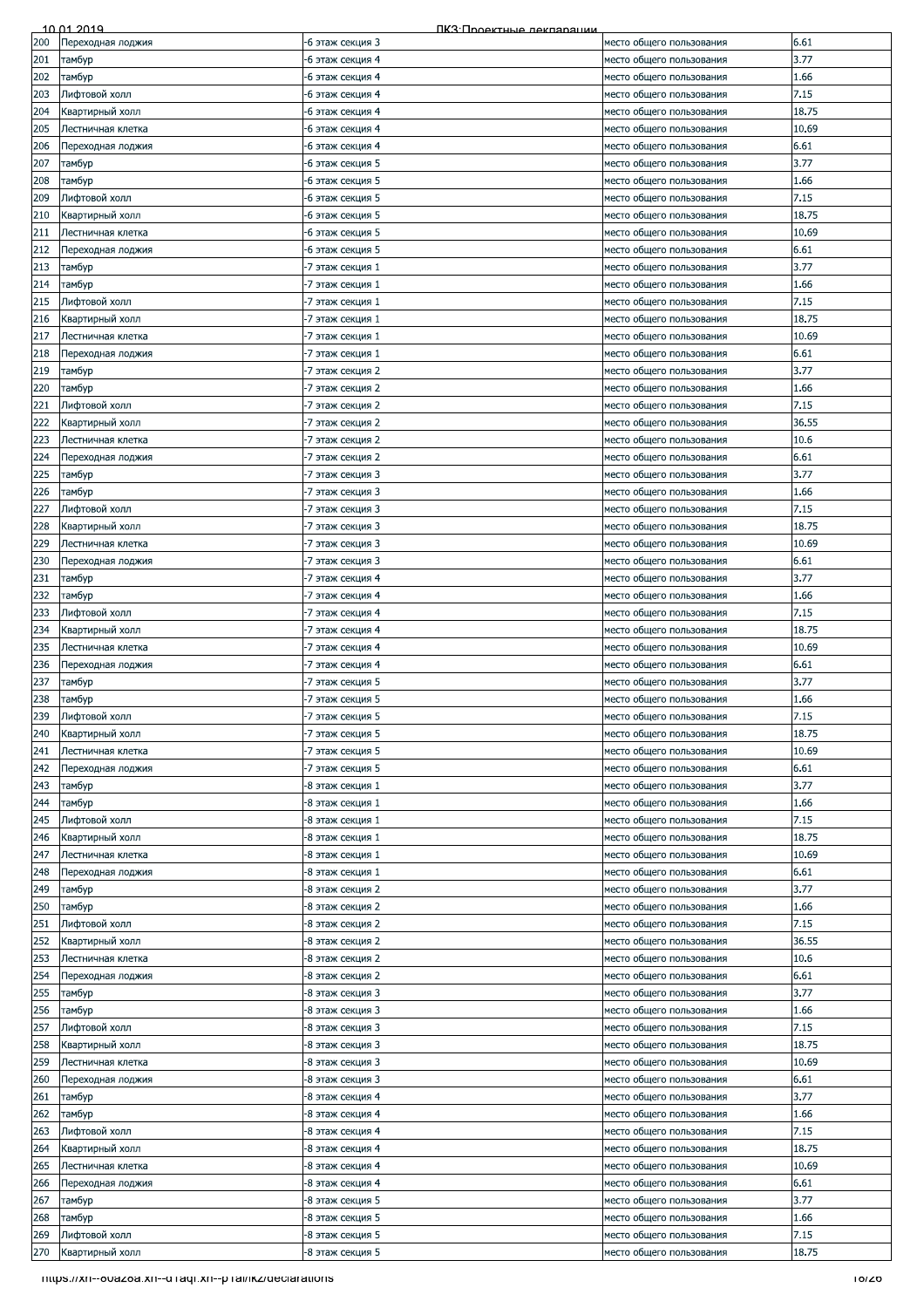| | | | | |
|---|---|---|---|---|
| 200 | Переходная лоджия | -6 этаж секция 3 | место общего пользования | 6.61 |
| 201 | тамбур | -6 этаж секция 4 | место общего пользования | 3.77 |
| 202 | тамбур | -6 этаж секция 4 | место общего пользования | 1.66 |
| 203 | Лифтовой холл | -6 этаж секция 4 | место общего пользования | 7.15 |
| 204 | Квартирный холл | -6 этаж секция 4 | место общего пользования | 18.75 |
| 205 | Лестничная клетка | -6 этаж секция 4 | место общего пользования | 10.69 |
| 206 | Переходная лоджия | -6 этаж секция 4 | место общего пользования | 6.61 |
| 207 | тамбур | -6 этаж секция 5 | место общего пользования | 3.77 |
| 208 | тамбур | -6 этаж секция 5 | место общего пользования | 1.66 |
| 209 | Лифтовой холл | -6 этаж секция 5 | место общего пользования | 7.15 |
| 210 | Квартирный холл | -6 этаж секция 5 | место общего пользования | 18.75 |
| 211 | Лестничная клетка | -6 этаж секция 5 | место общего пользования | 10.69 |
| 212 | Переходная лоджия | -6 этаж секция 5 | место общего пользования | 6.61 |
| 213 | тамбур | -7 этаж секция 1 | место общего пользования | 3.77 |
| 214 | тамбур | -7 этаж секция 1 | место общего пользования | 1.66 |
| 215 | Лифтовой холл | -7 этаж секция 1 | место общего пользования | 7.15 |
| 216 | Квартирный холл | -7 этаж секция 1 | место общего пользования | 18.75 |
| 217 | Лестничная клетка | -7 этаж секция 1 | место общего пользования | 10.69 |
| 218 | Переходная лоджия | -7 этаж секция 1 | место общего пользования | 6.61 |
| 219 | тамбур | -7 этаж секция 2 | место общего пользования | 3.77 |
| 220 | тамбур | -7 этаж секция 2 | место общего пользования | 1.66 |
| 221 | Лифтовой холл | -7 этаж секция 2 | место общего пользования | 7.15 |
| 222 | Квартирный холл | -7 этаж секция 2 | место общего пользования | 36.55 |
| 223 | Лестничная клетка | -7 этаж секция 2 | место общего пользования | 10.6 |
| 224 | Переходная лоджия | -7 этаж секция 2 | место общего пользования | 6.61 |
| 225 | тамбур | -7 этаж секция 3 | место общего пользования | 3.77 |
| 226 | тамбур | -7 этаж секция 3 | место общего пользования | 1.66 |
| 227 | Лифтовой холл | -7 этаж секция 3 | место общего пользования | 7.15 |
| 228 | Квартирный холл | -7 этаж секция 3 | место общего пользования | 18.75 |
| 229 | Лестничная клетка | -7 этаж секция 3 | место общего пользования | 10.69 |
| 230 | Переходная лоджия | -7 этаж секция 3 | место общего пользования | 6.61 |
| 231 | тамбур | -7 этаж секция 4 | место общего пользования | 3.77 |
| 232 | тамбур | -7 этаж секция 4 | место общего пользования | 1.66 |
| 233 | Лифтовой холл | -7 этаж секция 4 | место общего пользования | 7.15 |
| 234 | Квартирный холл | -7 этаж секция 4 | место общего пользования | 18.75 |
| 235 | Лестничная клетка | -7 этаж секция 4 | место общего пользования | 10.69 |
| 236 | Переходная лоджия | -7 этаж секция 4 | место общего пользования | 6.61 |
| 237 | тамбур | -7 этаж секция 5 | место общего пользования | 3.77 |
| 238 | тамбур | -7 этаж секция 5 | место общего пользования | 1.66 |
| 239 | Лифтовой холл | -7 этаж секция 5 | место общего пользования | 7.15 |
| 240 | Квартирный холл | -7 этаж секция 5 | место общего пользования | 18.75 |
| 241 | Лестничная клетка | -7 этаж секция 5 | место общего пользования | 10.69 |
| 242 | Переходная лоджия | -7 этаж секция 5 | место общего пользования | 6.61 |
| 243 | тамбур | -8 этаж секция 1 | место общего пользования | 3.77 |
| 244 | тамбур | -8 этаж секция 1 | место общего пользования | 1.66 |
| 245 | Лифтовой холл | -8 этаж секция 1 | место общего пользования | 7.15 |
| 246 | Квартирный холл | -8 этаж секция 1 | место общего пользования | 18.75 |
| 247 | Лестничная клетка | -8 этаж секция 1 | место общего пользования | 10.69 |
| 248 | Переходная лоджия | -8 этаж секция 1 | место общего пользования | 6.61 |
| 249 | тамбур | -8 этаж секция 2 | место общего пользования | 3.77 |
| 250 | тамбур | -8 этаж секция 2 | место общего пользования | 1.66 |
| 251 | Лифтовой холл | -8 этаж секция 2 | место общего пользования | 7.15 |
| 252 | Квартирный холл | -8 этаж секция 2 | место общего пользования | 36.55 |
| 253 | Лестничная клетка | -8 этаж секция 2 | место общего пользования | 10.6 |
| 254 | Переходная лоджия | -8 этаж секция 2 | место общего пользования | 6.61 |
| 255 | тамбур | -8 этаж секция 3 | место общего пользования | 3.77 |
| 256 | тамбур | -8 этаж секция 3 | место общего пользования | 1.66 |
| 257 | Лифтовой холл | -8 этаж секция 3 | место общего пользования | 7.15 |
| 258 | Квартирный холл | -8 этаж секция 3 | место общего пользования | 18.75 |
| 259 | Лестничная клетка | -8 этаж секция 3 | место общего пользования | 10.69 |
| 260 | Переходная лоджия | -8 этаж секция 3 | место общего пользования | 6.61 |
| 261 | тамбур | -8 этаж секция 4 | место общего пользования | 3.77 |
| 262 | тамбур | -8 этаж секция 4 | место общего пользования | 1.66 |
| 263 | Лифтовой холл | -8 этаж секция 4 | место общего пользования | 7.15 |
| 264 | Квартирный холл | -8 этаж секция 4 | место общего пользования | 18.75 |
| 265 | Лестничная клетка | -8 этаж секция 4 | место общего пользования | 10.69 |
| 266 | Переходная лоджия | -8 этаж секция 4 | место общего пользования | 6.61 |
| 267 | тамбур | -8 этаж секция 5 | место общего пользования | 3.77 |
| 268 | тамбур | -8 этаж секция 5 | место общего пользования | 1.66 |
| 269 | Лифтовой холл | -8 этаж секция 5 | место общего пользования | 7.15 |
| 270 | Квартирный холл | -8 этаж секция 5 | место общего пользования | 18.75 |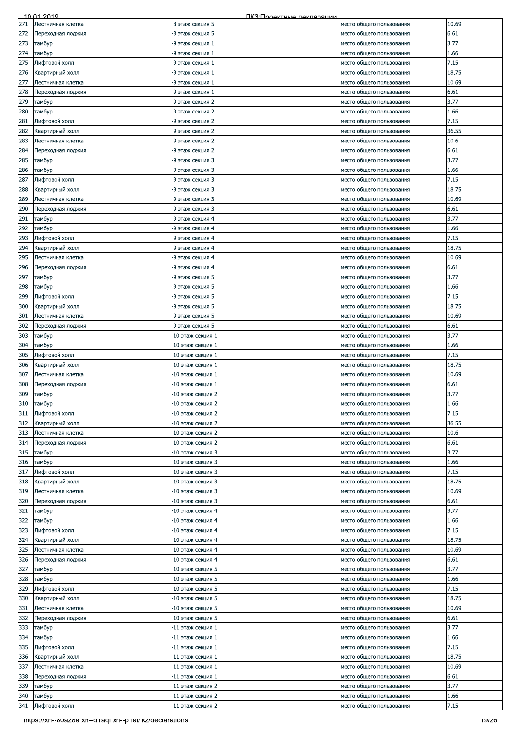| 271 | Лестничная клетка | -8 этаж секция 5 | место общего пользования | 10.69 |
|---|---|---|---|---|
| 272 | Переходная лоджия | -8 этаж секция 5 | место общего пользования | 6.61 |
| 273 | тамбур | -9 этаж секция 1 | место общего пользования | 3.77 |
| 274 | тамбур | -9 этаж секция 1 | место общего пользования | 1.66 |
| 275 | Лифтовой холл | -9 этаж секция 1 | место общего пользования | 7.15 |
| 276 | Квартирный холл | -9 этаж секция 1 | место общего пользования | 18.75 |
| 277 | Лестничная клетка | -9 этаж секция 1 | место общего пользования | 10.69 |
| 278 | Переходная лоджия | -9 этаж секция 1 | место общего пользования | 6.61 |
| 279 | тамбур | -9 этаж секция 2 | место общего пользования | 3.77 |
| 280 | тамбур | -9 этаж секция 2 | место общего пользования | 1.66 |
| 281 | Лифтовой холл | -9 этаж секция 2 | место общего пользования | 7.15 |
| 282 | Квартирный холл | -9 этаж секция 2 | место общего пользования | 36.55 |
| 283 | Лестничная клетка | -9 этаж секция 2 | место общего пользования | 10.6 |
| 284 | Переходная лоджия | -9 этаж секция 2 | место общего пользования | 6.61 |
| 285 | тамбур | -9 этаж секция 3 | место общего пользования | 3.77 |
| 286 | тамбур | -9 этаж секция 3 | место общего пользования | 1.66 |
| 287 | Лифтовой холл | -9 этаж секция 3 | место общего пользования | 7.15 |
| 288 | Квартирный холл | -9 этаж секция 3 | место общего пользования | 18.75 |
| 289 | Лестничная клетка | -9 этаж секция 3 | место общего пользования | 10.69 |
| 290 | Переходная лоджия | -9 этаж секция 3 | место общего пользования | 6.61 |
| 291 | тамбур | -9 этаж секция 4 | место общего пользования | 3.77 |
| 292 | тамбур | -9 этаж секция 4 | место общего пользования | 1.66 |
| 293 | Лифтовой холл | -9 этаж секция 4 | место общего пользования | 7.15 |
| 294 | Квартирный холл | -9 этаж секция 4 | место общего пользования | 18.75 |
| 295 | Лестничная клетка | -9 этаж секция 4 | место общего пользования | 10.69 |
| 296 | Переходная лоджия | -9 этаж секция 4 | место общего пользования | 6.61 |
| 297 | тамбур | -9 этаж секция 5 | место общего пользования | 3.77 |
| 298 | тамбур | -9 этаж секция 5 | место общего пользования | 1.66 |
| 299 | Лифтовой холл | -9 этаж секция 5 | место общего пользования | 7.15 |
| 300 | Квартирный холл | -9 этаж секция 5 | место общего пользования | 18.75 |
| 301 | Лестничная клетка | -9 этаж секция 5 | место общего пользования | 10.69 |
| 302 | Переходная лоджия | -9 этаж секция 5 | место общего пользования | 6.61 |
| 303 | тамбур | -10 этаж секция 1 | место общего пользования | 3.77 |
| 304 | тамбур | -10 этаж секция 1 | место общего пользования | 1.66 |
| 305 | Лифтовой холл | -10 этаж секция 1 | место общего пользования | 7.15 |
| 306 | Квартирный холл | -10 этаж секция 1 | место общего пользования | 18.75 |
| 307 | Лестничная клетка | -10 этаж секция 1 | место общего пользования | 10.69 |
| 308 | Переходная лоджия | -10 этаж секция 1 | место общего пользования | 6.61 |
| 309 | тамбур | -10 этаж секция 2 | место общего пользования | 3.77 |
| 310 | тамбур | -10 этаж секция 2 | место общего пользования | 1.66 |
| 311 | Лифтовой холл | -10 этаж секция 2 | место общего пользования | 7.15 |
| 312 | Квартирный холл | -10 этаж секция 2 | место общего пользования | 36.55 |
| 313 | Лестничная клетка | -10 этаж секция 2 | место общего пользования | 10.6 |
| 314 | Переходная лоджия | -10 этаж секция 2 | место общего пользования | 6.61 |
| 315 | тамбур | -10 этаж секция 3 | место общего пользования | 3.77 |
| 316 | тамбур | -10 этаж секция 3 | место общего пользования | 1.66 |
| 317 | Лифтовой холл | -10 этаж секция 3 | место общего пользования | 7.15 |
| 318 | Квартирный холл | -10 этаж секция 3 | место общего пользования | 18.75 |
| 319 | Лестничная клетка | -10 этаж секция 3 | место общего пользования | 10.69 |
| 320 | Переходная лоджия | -10 этаж секция 3 | место общего пользования | 6.61 |
| 321 | тамбур | -10 этаж секция 4 | место общего пользования | 3.77 |
| 322 | тамбур | -10 этаж секция 4 | место общего пользования | 1.66 |
| 323 | Лифтовой холл | -10 этаж секция 4 | место общего пользования | 7.15 |
| 324 | Квартирный холл | -10 этаж секция 4 | место общего пользования | 18.75 |
| 325 | Лестничная клетка | -10 этаж секция 4 | место общего пользования | 10.69 |
| 326 | Переходная лоджия | -10 этаж секция 4 | место общего пользования | 6.61 |
| 327 | тамбур | -10 этаж секция 5 | место общего пользования | 3.77 |
| 328 | тамбур | -10 этаж секция 5 | место общего пользования | 1.66 |
| 329 | Лифтовой холл | -10 этаж секция 5 | место общего пользования | 7.15 |
| 330 | Квартирный холл | -10 этаж секция 5 | место общего пользования | 18.75 |
| 331 | Лестничная клетка | -10 этаж секция 5 | место общего пользования | 10.69 |
| 332 | Переходная лоджия | -10 этаж секция 5 | место общего пользования | 6.61 |
| 333 | тамбур | -11 этаж секция 1 | место общего пользования | 3.77 |
| 334 | тамбур | -11 этаж секция 1 | место общего пользования | 1.66 |
| 335 | Лифтовой холл | -11 этаж секция 1 | место общего пользования | 7.15 |
| 336 | Квартирный холл | -11 этаж секция 1 | место общего пользования | 18.75 |
| 337 | Лестничная клетка | -11 этаж секция 1 | место общего пользования | 10.69 |
| 338 | Переходная лоджия | -11 этаж секция 1 | место общего пользования | 6.61 |
| 339 | тамбур | -11 этаж секция 2 | место общего пользования | 3.77 |
| 340 | тамбур | -11 этаж секция 2 | место общего пользования | 1.66 |
| 341 | Лифтовой холл | -11 этаж секция 2 | место общего пользования | 7.15 |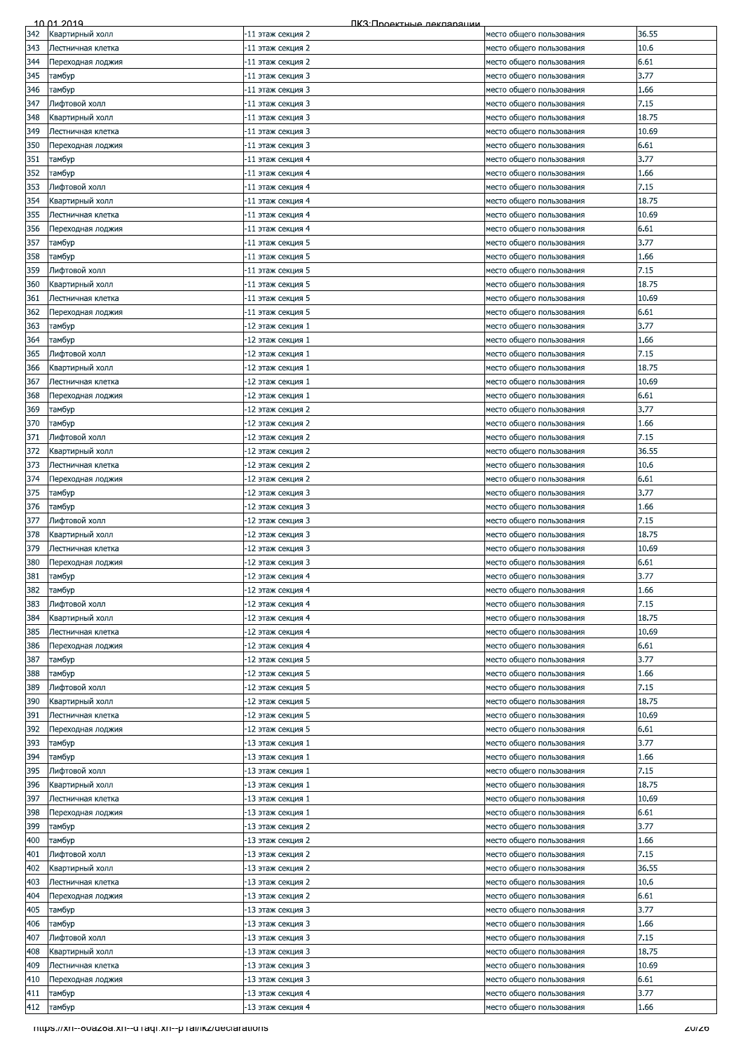| 342 | Квартирный холл | -11 этаж секция 2 | место общего пользования | 36.55 |
|---|---|---|---|---|
| 343 | Лестничная клетка | -11 этаж секция 2 | место общего пользования | 10.6 |
| 344 | Переходная лоджия | -11 этаж секция 2 | место общего пользования | 6.61 |
| 345 | тамбур | -11 этаж секция 3 | место общего пользования | 3.77 |
| 346 | тамбур | -11 этаж секция 3 | место общего пользования | 1.66 |
| 347 | Лифтовой холл | -11 этаж секция 3 | место общего пользования | 7.15 |
| 348 | Квартирный холл | -11 этаж секция 3 | место общего пользования | 18.75 |
| 349 | Лестничная клетка | -11 этаж секция 3 | место общего пользования | 10.69 |
| 350 | Переходная лоджия | -11 этаж секция 3 | место общего пользования | 6.61 |
| 351 | тамбур | -11 этаж секция 4 | место общего пользования | 3.77 |
| 352 | тамбур | -11 этаж секция 4 | место общего пользования | 1.66 |
| 353 | Лифтовой холл | -11 этаж секция 4 | место общего пользования | 7.15 |
| 354 | Квартирный холл | -11 этаж секция 4 | место общего пользования | 18.75 |
| 355 | Лестничная клетка | -11 этаж секция 4 | место общего пользования | 10.69 |
| 356 | Переходная лоджия | -11 этаж секция 4 | место общего пользования | 6.61 |
| 357 | тамбур | -11 этаж секция 5 | место общего пользования | 3.77 |
| 358 | тамбур | -11 этаж секция 5 | место общего пользования | 1.66 |
| 359 | Лифтовой холл | -11 этаж секция 5 | место общего пользования | 7.15 |
| 360 | Квартирный холл | -11 этаж секция 5 | место общего пользования | 18.75 |
| 361 | Лестничная клетка | -11 этаж секция 5 | место общего пользования | 10.69 |
| 362 | Переходная лоджия | -11 этаж секция 5 | место общего пользования | 6.61 |
| 363 | тамбур | -12 этаж секция 1 | место общего пользования | 3.77 |
| 364 | тамбур | -12 этаж секция 1 | место общего пользования | 1.66 |
| 365 | Лифтовой холл | -12 этаж секция 1 | место общего пользования | 7.15 |
| 366 | Квартирный холл | -12 этаж секция 1 | место общего пользования | 18.75 |
| 367 | Лестничная клетка | -12 этаж секция 1 | место общего пользования | 10.69 |
| 368 | Переходная лоджия | -12 этаж секция 1 | место общего пользования | 6.61 |
| 369 | тамбур | -12 этаж секция 2 | место общего пользования | 3.77 |
| 370 | тамбур | -12 этаж секция 2 | место общего пользования | 1.66 |
| 371 | Лифтовой холл | -12 этаж секция 2 | место общего пользования | 7.15 |
| 372 | Квартирный холл | -12 этаж секция 2 | место общего пользования | 36.55 |
| 373 | Лестничная клетка | -12 этаж секция 2 | место общего пользования | 10.6 |
| 374 | Переходная лоджия | -12 этаж секция 2 | место общего пользования | 6.61 |
| 375 | тамбур | -12 этаж секция 3 | место общего пользования | 3.77 |
| 376 | тамбур | -12 этаж секция 3 | место общего пользования | 1.66 |
| 377 | Лифтовой холл | -12 этаж секция 3 | место общего пользования | 7.15 |
| 378 | Квартирный холл | -12 этаж секция 3 | место общего пользования | 18.75 |
| 379 | Лестничная клетка | -12 этаж секция 3 | место общего пользования | 10.69 |
| 380 | Переходная лоджия | -12 этаж секция 3 | место общего пользования | 6.61 |
| 381 | тамбур | -12 этаж секция 4 | место общего пользования | 3.77 |
| 382 | тамбур | -12 этаж секция 4 | место общего пользования | 1.66 |
| 383 | Лифтовой холл | -12 этаж секция 4 | место общего пользования | 7.15 |
| 384 | Квартирный холл | -12 этаж секция 4 | место общего пользования | 18.75 |
| 385 | Лестничная клетка | -12 этаж секция 4 | место общего пользования | 10.69 |
| 386 | Переходная лоджия | -12 этаж секция 4 | место общего пользования | 6.61 |
| 387 | тамбур | -12 этаж секция 5 | место общего пользования | 3.77 |
| 388 | тамбур | -12 этаж секция 5 | место общего пользования | 1.66 |
| 389 | Лифтовой холл | -12 этаж секция 5 | место общего пользования | 7.15 |
| 390 | Квартирный холл | -12 этаж секция 5 | место общего пользования | 18.75 |
| 391 | Лестничная клетка | -12 этаж секция 5 | место общего пользования | 10.69 |
| 392 | Переходная лоджия | -12 этаж секция 5 | место общего пользования | 6.61 |
| 393 | тамбур | -13 этаж секция 1 | место общего пользования | 3.77 |
| 394 | тамбур | -13 этаж секция 1 | место общего пользования | 1.66 |
| 395 | Лифтовой холл | -13 этаж секция 1 | место общего пользования | 7.15 |
| 396 | Квартирный холл | -13 этаж секция 1 | место общего пользования | 18.75 |
| 397 | Лестничная клетка | -13 этаж секция 1 | место общего пользования | 10.69 |
| 398 | Переходная лоджия | -13 этаж секция 1 | место общего пользования | 6.61 |
| 399 | тамбур | -13 этаж секция 2 | место общего пользования | 3.77 |
| 400 | тамбур | -13 этаж секция 2 | место общего пользования | 1.66 |
| 401 | Лифтовой холл | -13 этаж секция 2 | место общего пользования | 7.15 |
| 402 | Квартирный холл | -13 этаж секция 2 | место общего пользования | 36.55 |
| 403 | Лестничная клетка | -13 этаж секция 2 | место общего пользования | 10.6 |
| 404 | Переходная лоджия | -13 этаж секция 2 | место общего пользования | 6.61 |
| 405 | тамбур | -13 этаж секция 3 | место общего пользования | 3.77 |
| 406 | тамбур | -13 этаж секция 3 | место общего пользования | 1.66 |
| 407 | Лифтовой холл | -13 этаж секция 3 | место общего пользования | 7.15 |
| 408 | Квартирный холл | -13 этаж секция 3 | место общего пользования | 18.75 |
| 409 | Лестничная клетка | -13 этаж секция 3 | место общего пользования | 10.69 |
| 410 | Переходная лоджия | -13 этаж секция 3 | место общего пользования | 6.61 |
| 411 | тамбур | -13 этаж секция 4 | место общего пользования | 3.77 |
| 412 | тамбур | -13 этаж секция 4 | место общего пользования | 1.66 |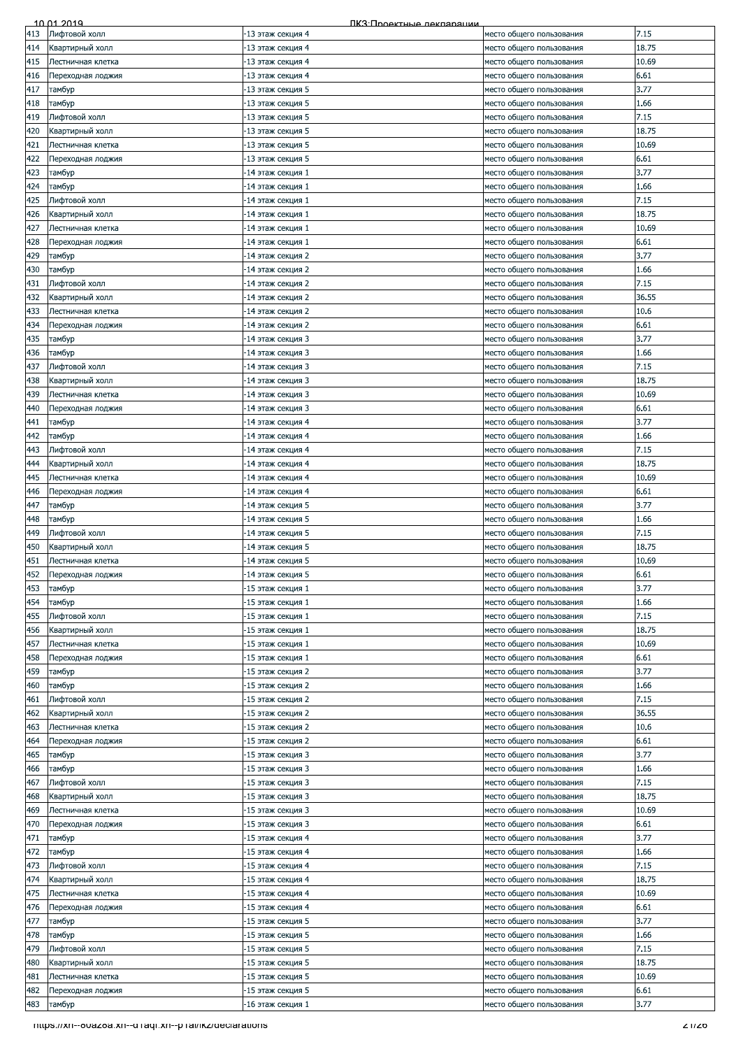| | | | | |
|---|---|---|---|---|
| 413 | Лифтовой холл | -13 этаж секция 4 | место общего пользования | 7.15 |
| 414 | Квартирный холл | -13 этаж секция 4 | место общего пользования | 18.75 |
| 415 | Лестничная клетка | -13 этаж секция 4 | место общего пользования | 10.69 |
| 416 | Переходная лоджия | -13 этаж секция 4 | место общего пользования | 6.61 |
| 417 | тамбур | -13 этаж секция 5 | место общего пользования | 3.77 |
| 418 | тамбур | -13 этаж секция 5 | место общего пользования | 1.66 |
| 419 | Лифтовой холл | -13 этаж секция 5 | место общего пользования | 7.15 |
| 420 | Квартирный холл | -13 этаж секция 5 | место общего пользования | 18.75 |
| 421 | Лестничная клетка | -13 этаж секция 5 | место общего пользования | 10.69 |
| 422 | Переходная лоджия | -13 этаж секция 5 | место общего пользования | 6.61 |
| 423 | тамбур | -14 этаж секция 1 | место общего пользования | 3.77 |
| 424 | тамбур | -14 этаж секция 1 | место общего пользования | 1.66 |
| 425 | Лифтовой холл | -14 этаж секция 1 | место общего пользования | 7.15 |
| 426 | Квартирный холл | -14 этаж секция 1 | место общего пользования | 18.75 |
| 427 | Лестничная клетка | -14 этаж секция 1 | место общего пользования | 10.69 |
| 428 | Переходная лоджия | -14 этаж секция 1 | место общего пользования | 6.61 |
| 429 | тамбур | -14 этаж секция 2 | место общего пользования | 3.77 |
| 430 | тамбур | -14 этаж секция 2 | место общего пользования | 1.66 |
| 431 | Лифтовой холл | -14 этаж секция 2 | место общего пользования | 7.15 |
| 432 | Квартирный холл | -14 этаж секция 2 | место общего пользования | 36.55 |
| 433 | Лестничная клетка | -14 этаж секция 2 | место общего пользования | 10.6 |
| 434 | Переходная лоджия | -14 этаж секция 2 | место общего пользования | 6.61 |
| 435 | тамбур | -14 этаж секция 3 | место общего пользования | 3.77 |
| 436 | тамбур | -14 этаж секция 3 | место общего пользования | 1.66 |
| 437 | Лифтовой холл | -14 этаж секция 3 | место общего пользования | 7.15 |
| 438 | Квартирный холл | -14 этаж секция 3 | место общего пользования | 18.75 |
| 439 | Лестничная клетка | -14 этаж секция 3 | место общего пользования | 10.69 |
| 440 | Переходная лоджия | -14 этаж секция 3 | место общего пользования | 6.61 |
| 441 | тамбур | -14 этаж секция 4 | место общего пользования | 3.77 |
| 442 | тамбур | -14 этаж секция 4 | место общего пользования | 1.66 |
| 443 | Лифтовой холл | -14 этаж секция 4 | место общего пользования | 7.15 |
| 444 | Квартирный холл | -14 этаж секция 4 | место общего пользования | 18.75 |
| 445 | Лестничная клетка | -14 этаж секция 4 | место общего пользования | 10.69 |
| 446 | Переходная лоджия | -14 этаж секция 4 | место общего пользования | 6.61 |
| 447 | тамбур | -14 этаж секция 5 | место общего пользования | 3.77 |
| 448 | тамбур | -14 этаж секция 5 | место общего пользования | 1.66 |
| 449 | Лифтовой холл | -14 этаж секция 5 | место общего пользования | 7.15 |
| 450 | Квартирный холл | -14 этаж секция 5 | место общего пользования | 18.75 |
| 451 | Лестничная клетка | -14 этаж секция 5 | место общего пользования | 10.69 |
| 452 | Переходная лоджия | -14 этаж секция 5 | место общего пользования | 6.61 |
| 453 | тамбур | -15 этаж секция 1 | место общего пользования | 3.77 |
| 454 | тамбур | -15 этаж секция 1 | место общего пользования | 1.66 |
| 455 | Лифтовой холл | -15 этаж секция 1 | место общего пользования | 7.15 |
| 456 | Квартирный холл | -15 этаж секция 1 | место общего пользования | 18.75 |
| 457 | Лестничная клетка | -15 этаж секция 1 | место общего пользования | 10.69 |
| 458 | Переходная лоджия | -15 этаж секция 1 | место общего пользования | 6.61 |
| 459 | тамбур | -15 этаж секция 2 | место общего пользования | 3.77 |
| 460 | тамбур | -15 этаж секция 2 | место общего пользования | 1.66 |
| 461 | Лифтовой холл | -15 этаж секция 2 | место общего пользования | 7.15 |
| 462 | Квартирный холл | -15 этаж секция 2 | место общего пользования | 36.55 |
| 463 | Лестничная клетка | -15 этаж секция 2 | место общего пользования | 10.6 |
| 464 | Переходная лоджия | -15 этаж секция 2 | место общего пользования | 6.61 |
| 465 | тамбур | -15 этаж секция 3 | место общего пользования | 3.77 |
| 466 | тамбур | -15 этаж секция 3 | место общего пользования | 1.66 |
| 467 | Лифтовой холл | -15 этаж секция 3 | место общего пользования | 7.15 |
| 468 | Квартирный холл | -15 этаж секция 3 | место общего пользования | 18.75 |
| 469 | Лестничная клетка | -15 этаж секция 3 | место общего пользования | 10.69 |
| 470 | Переходная лоджия | -15 этаж секция 3 | место общего пользования | 6.61 |
| 471 | тамбур | -15 этаж секция 4 | место общего пользования | 3.77 |
| 472 | тамбур | -15 этаж секция 4 | место общего пользования | 1.66 |
| 473 | Лифтовой холл | -15 этаж секция 4 | место общего пользования | 7.15 |
| 474 | Квартирный холл | -15 этаж секция 4 | место общего пользования | 18.75 |
| 475 | Лестничная клетка | -15 этаж секция 4 | место общего пользования | 10.69 |
| 476 | Переходная лоджия | -15 этаж секция 4 | место общего пользования | 6.61 |
| 477 | тамбур | -15 этаж секция 5 | место общего пользования | 3.77 |
| 478 | тамбур | -15 этаж секция 5 | место общего пользования | 1.66 |
| 479 | Лифтовой холл | -15 этаж секция 5 | место общего пользования | 7.15 |
| 480 | Квартирный холл | -15 этаж секция 5 | место общего пользования | 18.75 |
| 481 | Лестничная клетка | -15 этаж секция 5 | место общего пользования | 10.69 |
| 482 | Переходная лоджия | -15 этаж секция 5 | место общего пользования | 6.61 |
| 483 | тамбур | -16 этаж секция 1 | место общего пользования | 3.77 |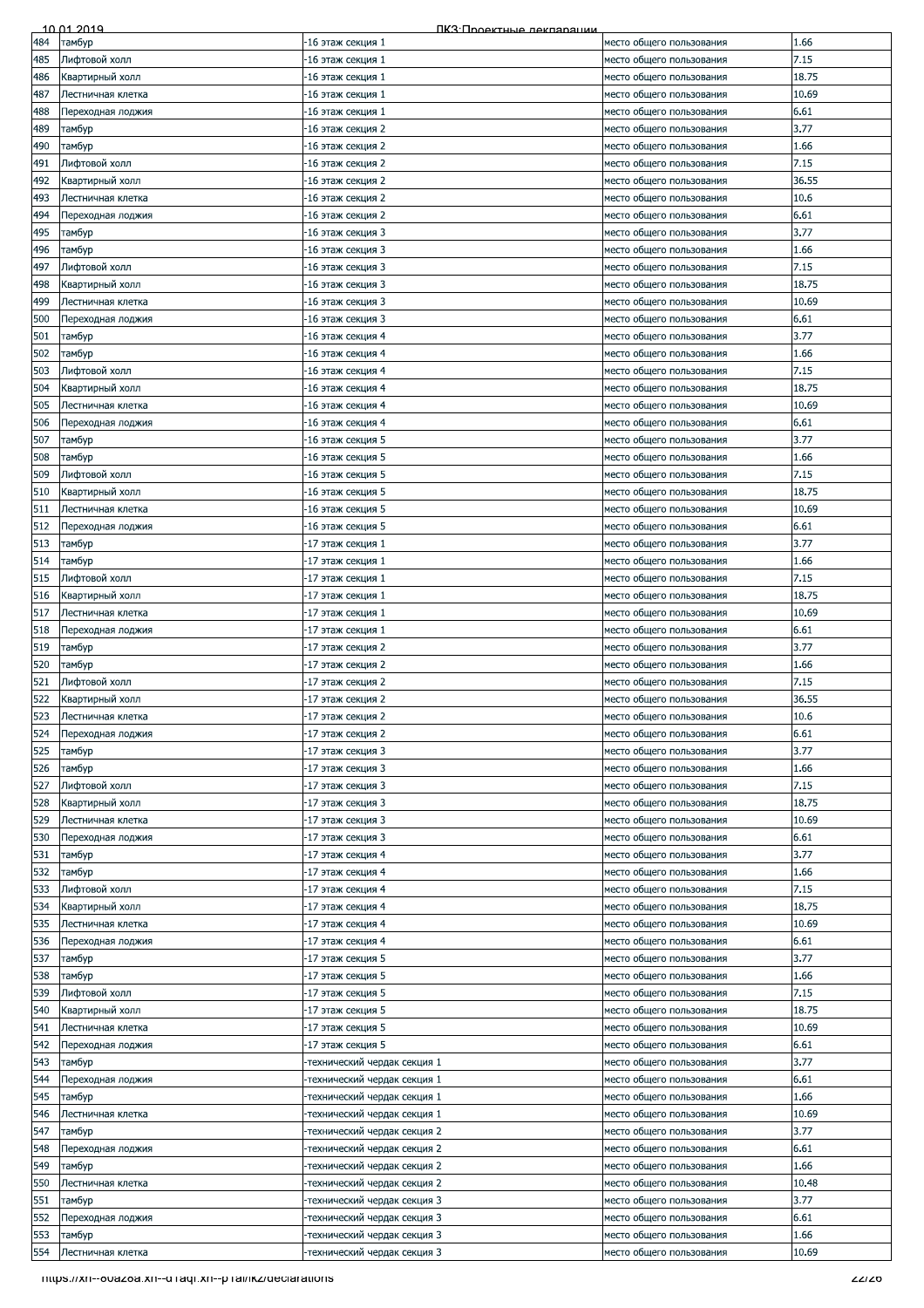| 484 | тамбур | -16 этаж секция 1 | место общего пользования | 1.66 |
|---|---|---|---|---|
| 485 | Лифтовой холл | -16 этаж секция 1 | место общего пользования | 7.15 |
| 486 | Квартирный холл | -16 этаж секция 1 | место общего пользования | 18.75 |
| 487 | Лестничная клетка | -16 этаж секция 1 | место общего пользования | 10.69 |
| 488 | Переходная лоджия | -16 этаж секция 1 | место общего пользования | 6.61 |
| 489 | тамбур | -16 этаж секция 2 | место общего пользования | 3.77 |
| 490 | тамбур | -16 этаж секция 2 | место общего пользования | 1.66 |
| 491 | Лифтовой холл | -16 этаж секция 2 | место общего пользования | 7.15 |
| 492 | Квартирный холл | -16 этаж секция 2 | место общего пользования | 36.55 |
| 493 | Лестничная клетка | -16 этаж секция 2 | место общего пользования | 10.6 |
| 494 | Переходная лоджия | -16 этаж секция 2 | место общего пользования | 6.61 |
| 495 | тамбур | -16 этаж секция 3 | место общего пользования | 3.77 |
| 496 | тамбур | -16 этаж секция 3 | место общего пользования | 1.66 |
| 497 | Лифтовой холл | -16 этаж секция 3 | место общего пользования | 7.15 |
| 498 | Квартирный холл | -16 этаж секция 3 | место общего пользования | 18.75 |
| 499 | Лестничная клетка | -16 этаж секция 3 | место общего пользования | 10.69 |
| 500 | Переходная лоджия | -16 этаж секция 3 | место общего пользования | 6.61 |
| 501 | тамбур | -16 этаж секция 4 | место общего пользования | 3.77 |
| 502 | тамбур | -16 этаж секция 4 | место общего пользования | 1.66 |
| 503 | Лифтовой холл | -16 этаж секция 4 | место общего пользования | 7.15 |
| 504 | Квартирный холл | -16 этаж секция 4 | место общего пользования | 18.75 |
| 505 | Лестничная клетка | -16 этаж секция 4 | место общего пользования | 10.69 |
| 506 | Переходная лоджия | -16 этаж секция 4 | место общего пользования | 6.61 |
| 507 | тамбур | -16 этаж секция 5 | место общего пользования | 3.77 |
| 508 | тамбур | -16 этаж секция 5 | место общего пользования | 1.66 |
| 509 | Лифтовой холл | -16 этаж секция 5 | место общего пользования | 7.15 |
| 510 | Квартирный холл | -16 этаж секция 5 | место общего пользования | 18.75 |
| 511 | Лестничная клетка | -16 этаж секция 5 | место общего пользования | 10.69 |
| 512 | Переходная лоджия | -16 этаж секция 5 | место общего пользования | 6.61 |
| 513 | тамбур | -17 этаж секция 1 | место общего пользования | 3.77 |
| 514 | тамбур | -17 этаж секция 1 | место общего пользования | 1.66 |
| 515 | Лифтовой холл | -17 этаж секция 1 | место общего пользования | 7.15 |
| 516 | Квартирный холл | -17 этаж секция 1 | место общего пользования | 18.75 |
| 517 | Лестничная клетка | -17 этаж секция 1 | место общего пользования | 10.69 |
| 518 | Переходная лоджия | -17 этаж секция 1 | место общего пользования | 6.61 |
| 519 | тамбур | -17 этаж секция 2 | место общего пользования | 3.77 |
| 520 | тамбур | -17 этаж секция 2 | место общего пользования | 1.66 |
| 521 | Лифтовой холл | -17 этаж секция 2 | место общего пользования | 7.15 |
| 522 | Квартирный холл | -17 этаж секция 2 | место общего пользования | 36.55 |
| 523 | Лестничная клетка | -17 этаж секция 2 | место общего пользования | 10.6 |
| 524 | Переходная лоджия | -17 этаж секция 2 | место общего пользования | 6.61 |
| 525 | тамбур | -17 этаж секция 3 | место общего пользования | 3.77 |
| 526 | тамбур | -17 этаж секция 3 | место общего пользования | 1.66 |
| 527 | Лифтовой холл | -17 этаж секция 3 | место общего пользования | 7.15 |
| 528 | Квартирный холл | -17 этаж секция 3 | место общего пользования | 18.75 |
| 529 | Лестничная клетка | -17 этаж секция 3 | место общего пользования | 10.69 |
| 530 | Переходная лоджия | -17 этаж секция 3 | место общего пользования | 6.61 |
| 531 | тамбур | -17 этаж секция 4 | место общего пользования | 3.77 |
| 532 | тамбур | -17 этаж секция 4 | место общего пользования | 1.66 |
| 533 | Лифтовой холл | -17 этаж секция 4 | место общего пользования | 7.15 |
| 534 | Квартирный холл | -17 этаж секция 4 | место общего пользования | 18.75 |
| 535 | Лестничная клетка | -17 этаж секция 4 | место общего пользования | 10.69 |
| 536 | Переходная лоджия | -17 этаж секция 4 | место общего пользования | 6.61 |
| 537 | тамбур | -17 этаж секция 5 | место общего пользования | 3.77 |
| 538 | тамбур | -17 этаж секция 5 | место общего пользования | 1.66 |
| 539 | Лифтовой холл | -17 этаж секция 5 | место общего пользования | 7.15 |
| 540 | Квартирный холл | -17 этаж секция 5 | место общего пользования | 18.75 |
| 541 | Лестничная клетка | -17 этаж секция 5 | место общего пользования | 10.69 |
| 542 | Переходная лоджия | -17 этаж секция 5 | место общего пользования | 6.61 |
| 543 | тамбур | -технический чердак секция 1 | место общего пользования | 3.77 |
| 544 | Переходная лоджия | -технический чердак секция 1 | место общего пользования | 6.61 |
| 545 | тамбур | -технический чердак секция 1 | место общего пользования | 1.66 |
| 546 | Лестничная клетка | -технический чердак секция 1 | место общего пользования | 10.69 |
| 547 | тамбур | -технический чердак секция 2 | место общего пользования | 3.77 |
| 548 | Переходная лоджия | -технический чердак секция 2 | место общего пользования | 6.61 |
| 549 | тамбур | -технический чердак секция 2 | место общего пользования | 1.66 |
| 550 | Лестничная клетка | -технический чердак секция 2 | место общего пользования | 10.48 |
| 551 | тамбур | -технический чердак секция 3 | место общего пользования | 3.77 |
| 552 | Переходная лоджия | -технический чердак секция 3 | место общего пользования | 6.61 |
| 553 | тамбур | -технический чердак секция 3 | место общего пользования | 1.66 |
| 554 | Лестничная клетка | -технический чердак секция 3 | место общего пользования | 10.69 |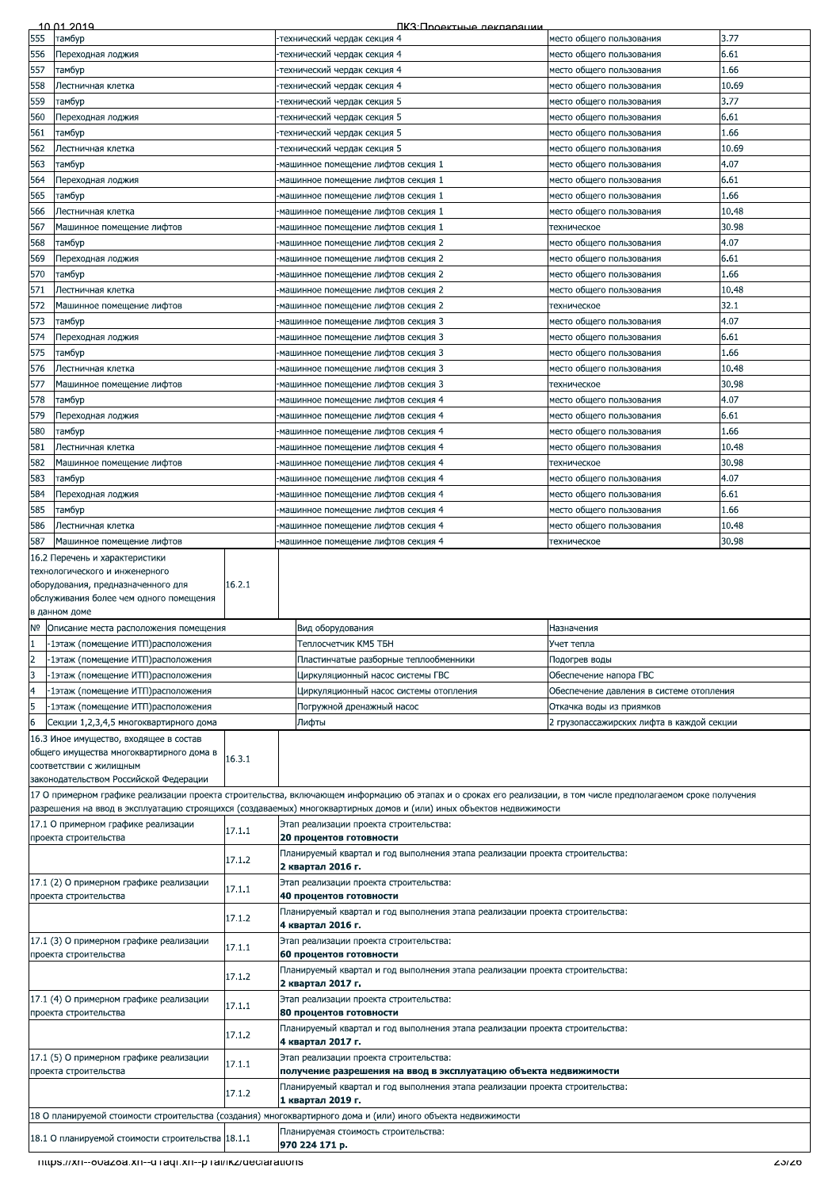| | | | | |
|---|---|---|---|---|
| 555 | тамбур | -технический чердак секция 4 | место общего пользования | 3.77 |
| 556 | Переходная лоджия | -технический чердак секция 4 | место общего пользования | 6.61 |
| 557 | тамбур | -технический чердак секция 4 | место общего пользования | 1.66 |
| 558 | Лестничная клетка | -технический чердак секция 4 | место общего пользования | 10.69 |
| 559 | тамбур | -технический чердак секция 5 | место общего пользования | 3.77 |
| 560 | Переходная лоджия | -технический чердак секция 5 | место общего пользования | 6.61 |
| 561 | тамбур | -технический чердак секция 5 | место общего пользования | 1.66 |
| 562 | Лестничная клетка | -технический чердак секция 5 | место общего пользования | 10.69 |
| 563 | тамбур | -машинное помещение лифтов секция 1 | место общего пользования | 4.07 |
| 564 | Переходная лоджия | -машинное помещение лифтов секция 1 | место общего пользования | 6.61 |
| 565 | тамбур | -машинное помещение лифтов секция 1 | место общего пользования | 1.66 |
| 566 | Лестничная клетка | -машинное помещение лифтов секция 1 | место общего пользования | 10.48 |
| 567 | Машинное помещение лифтов | -машинное помещение лифтов секция 1 | техническое | 30.98 |
| 568 | тамбур | -машинное помещение лифтов секция 2 | место общего пользования | 4.07 |
| 569 | Переходная лоджия | -машинное помещение лифтов секция 2 | место общего пользования | 6.61 |
| 570 | тамбур | -машинное помещение лифтов секция 2 | место общего пользования | 1.66 |
| 571 | Лестничная клетка | -машинное помещение лифтов секция 2 | место общего пользования | 10.48 |
| 572 | Машинное помещение лифтов | -машинное помещение лифтов секция 2 | техническое | 32.1 |
| 573 | тамбур | -машинное помещение лифтов секция 3 | место общего пользования | 4.07 |
| 574 | Переходная лоджия | -машинное помещение лифтов секция 3 | место общего пользования | 6.61 |
| 575 | тамбур | -машинное помещение лифтов секция 3 | место общего пользования | 1.66 |
| 576 | Лестничная клетка | -машинное помещение лифтов секция 3 | место общего пользования | 10.48 |
| 577 | Машинное помещение лифтов | -машинное помещение лифтов секция 3 | техническое | 30.98 |
| 578 | тамбур | -машинное помещение лифтов секция 4 | место общего пользования | 4.07 |
| 579 | Переходная лоджия | -машинное помещение лифтов секция 4 | место общего пользования | 6.61 |
| 580 | тамбур | -машинное помещение лифтов секция 4 | место общего пользования | 1.66 |
| 581 | Лестничная клетка | -машинное помещение лифтов секция 4 | место общего пользования | 10.48 |
| 582 | Машинное помещение лифтов | -машинное помещение лифтов секция 4 | техническое | 30.98 |
| 583 | тамбур | -машинное помещение лифтов секция 4 | место общего пользования | 4.07 |
| 584 | Переходная лоджия | -машинное помещение лифтов секция 4 | место общего пользования | 6.61 |
| 585 | тамбур | -машинное помещение лифтов секция 4 | место общего пользования | 1.66 |
| 586 | Лестничная клетка | -машинное помещение лифтов секция 4 | место общего пользования | 10.48 |
| 587 | Машинное помещение лифтов | -машинное помещение лифтов секция 4 | техническое | 30.98 |

| 16.2 Перечень и характеристики технологического и инженерного оборудования, предназначенного для обслуживания более чем одного помещения в данном доме | 16.2.1 | |
|---|---|---|

| № | Описание места расположения помещения | Вид оборудования | Назначения |
|---|---|---|---|
| 1 | -1этаж (помещение ИТП)расположения | Теплосчетчик КМ5 ТБН | Учет тепла |
| 2 | -1этаж (помещение ИТП)расположения | Пластинчатые разборные теплообменники | Подогрев воды |
| 3 | -1этаж (помещение ИТП)расположения | Циркуляционный насос системы ГВС | Обеспечение напора ГВС |
| 4 | -1этаж (помещение ИТП)расположения | Циркуляционный насос системы отопления | Обеспечение давления в системе отопления |
| 5 | -1этаж (помещение ИТП)расположения | Погружной дренажный насос | Откачка воды из приямков |
| 6 | Секции 1,2,3,4,5 многоквартирного дома | Лифты | 2 грузопассажирских лифта в каждой секции |

| 16.3 Иное имущество, входящее в состав общего имущества многоквартирного дома в соответствии с жилищным законодательством Российской Федерации | 16.3.1 | |
|---|---|---|

17 О примерном графике реализации проекта строительства, включающем информацию об этапах и о сроках его реализации, в том числе предполагаемом сроке получения разрешения на ввод в эксплуатацию строящихся (создаваемых) многоквартирных домов и (или) иных объектов недвижимости

| | | |
|---|---|---|
| 17.1 О примерном графике реализации проекта строительства | 17.1.1 | Этап реализации проекта строительства: **20 процентов готовности** |
| | 17.1.2 | Планируемый квартал и год выполнения этапа реализации проекта строительства: **2 квартал 2016 г.** |
| 17.1 (2) О примерном графике реализации проекта строительства | 17.1.1 | Этап реализации проекта строительства: **40 процентов готовности** |
| | 17.1.2 | Планируемый квартал и год выполнения этапа реализации проекта строительства: **4 квартал 2016 г.** |
| 17.1 (3) О примерном графике реализации проекта строительства | 17.1.1 | Этап реализации проекта строительства: **60 процентов готовности** |
| | 17.1.2 | Планируемый квартал и год выполнения этапа реализации проекта строительства: **2 квартал 2017 г.** |
| 17.1 (4) О примерном графике реализации проекта строительства | 17.1.1 | Этап реализации проекта строительства: **80 процентов готовности** |
| | 17.1.2 | Планируемый квартал и год выполнения этапа реализации проекта строительства: **4 квартал 2017 г.** |
| 17.1 (5) О примерном графике реализации проекта строительства | 17.1.1 | Этап реализации проекта строительства: **получение разрешения на ввод в эксплуатацию объекта недвижимости** |
| | 17.1.2 | Планируемый квартал и год выполнения этапа реализации проекта строительства: **1 квартал 2019 г.** |

18 О планируемой стоимости строительства (создания) многоквартирного дома и (или) иного объекта недвижимости

| | | |
|---|---|---|
| 18.1 О планируемой стоимости строительства | 18.1.1 | Планируемая стоимость строительства: **970 224 171 р.** |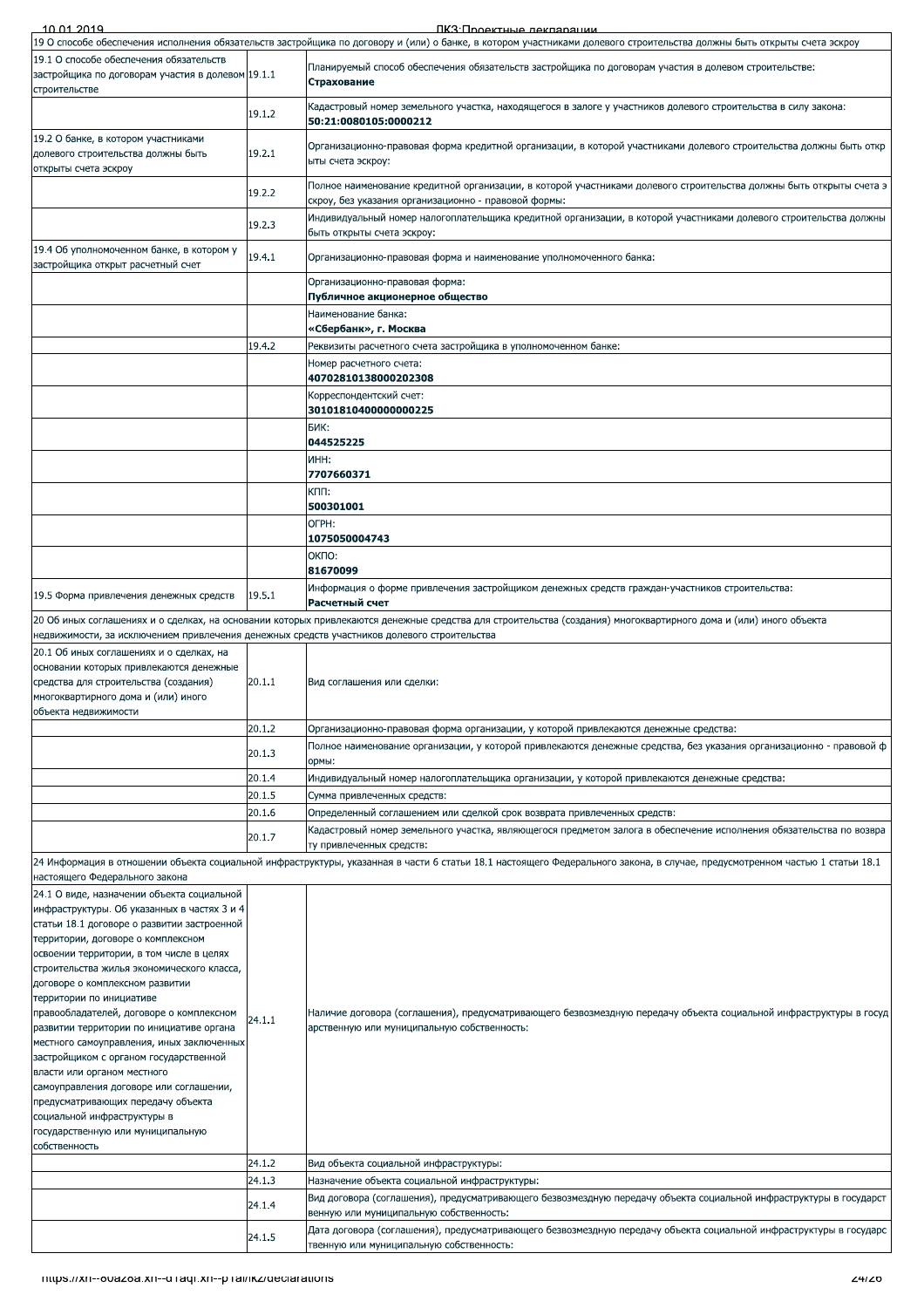| 19 О способе обеспечения исполнения обязательств застройщика по договору и (или) о банке, в котором участниками долевого строительства должны быть открыты счета эскроу | | |
|---|---|---|
| 19.1 О способе обеспечения обязательств застройщика по договорам участия в долевом строительстве | 19.1.1 | Планируемый способ обеспечения обязательств застройщика по договорам участия в долевом строительстве: **Страхование** |
| | 19.1.2 | Кадастровый номер земельного участка, находящегося в залоге у участников долевого строительства в силу закона: **50:21:0080105:0000212** |
| 19.2 О банке, в котором участниками долевого строительства должны быть открыты счета эскроу | 19.2.1 | Организационно-правовая форма кредитной организации, в которой участниками долевого строительства должны быть открыты счета эскроу: |
| | 19.2.2 | Полное наименование кредитной организации, в которой участниками долевого строительства должны быть открыты счета эскроу, без указания организационно - правовой формы: |
| | 19.2.3 | Индивидуальный номер налогоплательщика кредитной организации, в которой участниками долевого строительства должны быть открыты счета эскроу: |
| 19.4 Об уполномоченном банке, в котором у застройщика открыт расчетный счет | 19.4.1 | Организационно-правовая форма и наименование уполномоченного банка: |
| | | Организационно-правовая форма: **Публичное акционерное общество** |
| | | Наименование банка: **«Сбербанк», г. Москва** |
| | 19.4.2 | Реквизиты расчетного счета застройщика в уполномоченном банке: |
| | | Номер расчетного счета: **40702810138000202308** |
| | | Корреспондентский счет: **30101810400000000225** |
| | | БИК: **044525225** |
| | | ИНН: **7707660371** |
| | | КПП: **500301001** |
| | | ОГРН: **1075050004743** |
| | | ОКПО: **81670099** |
| 19.5 Форма привлечения денежных средств | 19.5.1 | Информация о форме привлечения застройщиком денежных средств граждан-участников строительства: **Расчетный счет** |
| 20 Об иных соглашениях и о сделках, на основании которых привлекаются денежные средства для строительства (создания) многоквартирного дома и (или) иного объекта недвижимости, за исключением привлечения денежных средств участников долевого строительства | | |
| 20.1 Об иных соглашениях и о сделках, на основании которых привлекаются денежные средства для строительства (создания) многоквартирного дома и (или) иного объекта недвижимости | 20.1.1 | Вид соглашения или сделки: |
| | 20.1.2 | Организационно-правовая форма организации, у которой привлекаются денежные средства: |
| | 20.1.3 | Полное наименование организации, у которой привлекаются денежные средства, без указания организационно - правовой формы: |
| | 20.1.4 | Индивидуальный номер налогоплательщика организации, у которой привлекаются денежные средства: |
| | 20.1.5 | Сумма привлеченных средств: |
| | 20.1.6 | Определенный соглашением или сделкой срок возврата привлеченных средств: |
| | 20.1.7 | Кадастровый номер земельного участка, являющегося предметом залога в обеспечение исполнения обязательства по возврату привлеченных средств: |
| 24 Информация в отношении объекта социальной инфраструктуры, указанная в части 6 статьи 18.1 настоящего Федерального закона, в случае, предусмотренном частью 1 статьи 18.1 настоящего Федерального закона | | |
| 24.1 О виде, назначении объекта социальной инфраструктуры. Об указанных в частях 3 и 4 статьи 18.1 договоре о развитии застроенной территории, договоре о комплексном освоении территории, в том числе в целях строительства жилья экономического класса, договоре о комплексном развитии территории по инициативе правообладателей, договоре о комплексном развитии территории по инициативе органа местного самоуправления, иных заключенных застройщиком с органом государственной власти или органом местного самоуправления договоре или соглашении, предусматривающих передачу объекта социальной инфраструктуры в государственную или муниципальную собственность | 24.1.1 | Наличие договора (соглашения), предусматривающего безвозмездную передачу объекта социальной инфраструктуры в государственную или муниципальную собственность: |
| | 24.1.2 | Вид объекта социальной инфраструктуры: |
| | 24.1.3 | Назначение объекта социальной инфраструктуры: |
| | 24.1.4 | Вид договора (соглашения), предусматривающего безвозмездную передачу объекта социальной инфраструктуры в государственную или муниципальную собственность: |
| | 24.1.5 | Дата договора (соглашения), предусматривающего безвозмездную передачу объекта социальной инфраструктуры в государственную или муниципальную собственность: |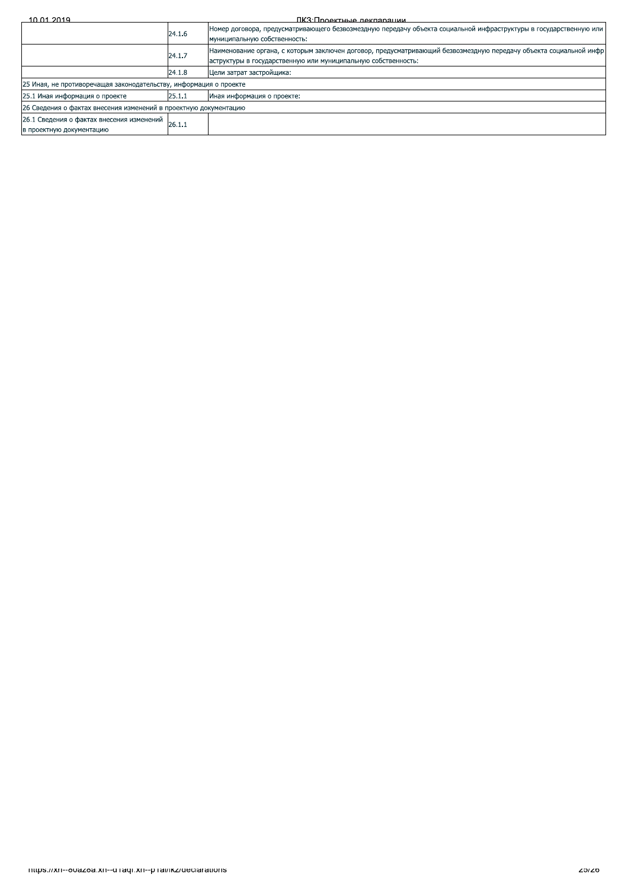| | | |
|---|---|---|
| | 24.1.6 | Номер договора, предусматривающего безвозмездную передачу объекта социальной инфраструктуры в государственную или муниципальную собственность: |
| | 24.1.7 | Наименование органа, с которым заключен договор, предусматривающий безвозмездную передачу объекта социальной инфраструктуры в государственную или муниципальную собственность: |
| | 24.1.8 | Цели затрат застройщика: |
| 25 Иная, не противоречащая законодательству, информация о проекте | | |
| 25.1 Иная информация о проекте | 25.1.1 | Иная информация о проекте: |
| 26 Сведения о фактах внесения изменений в проектную документацию | | |
| 26.1 Сведения о фактах внесения изменений в проектную документацию | 26.1.1 | |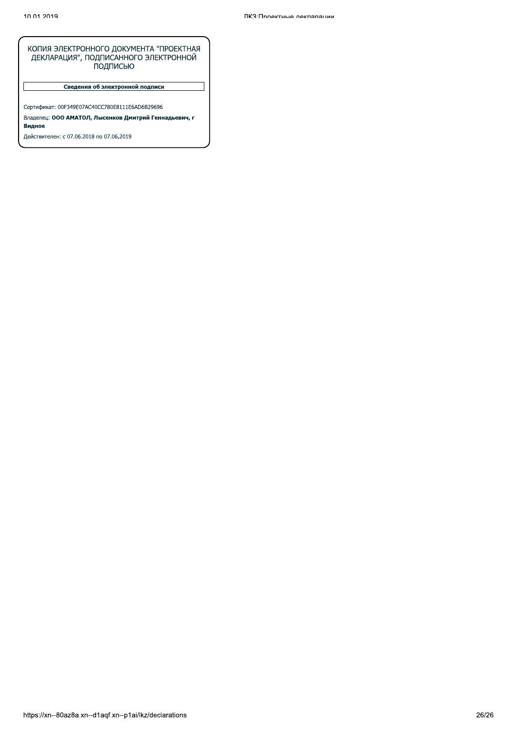КОПИЯ ЭЛЕКТРОННОГО ДОКУМЕНТА "ПРОЕКТНАЯ ДЕКЛАРАЦИЯ", ПОДПИСАННОГО ЭЛЕКТРОННОЙ ПОДПИСЬЮ

**Сведения об электронной подписи**

Сертификат: 00F349E07AC40CC780E8111E6AD6B29696

Владелец: **ООО АМАТОЛ, Лысенков Дмитрий Геннадьевич, г Видное**

Действителен: с 07.06.2018 по 07.06.2019